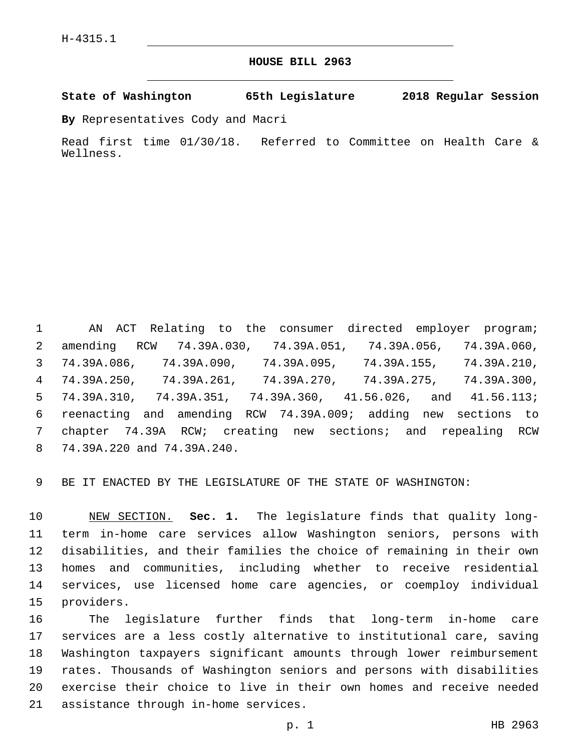H-4315.1

# HOUSE BILL 2963

**State of Washington 65th Legislature 2018 Regular Session**

**By** Representatives Cody and Macri

Read first time 01/30/18. Referred to Committee on Health Care & Wellness.

AN ACT Relating to the consumer directed employer program; amending RCW 74.39A.030, 74.39A.051, 74.39A.056, 74.39A.060, 74.39A.086, 74.39A.090, 74.39A.095, 74.39A.155, 74.39A.210, 74.39A.250, 74.39A.261, 74.39A.270, 74.39A.275, 74.39A.300, 74.39A.310, 74.39A.351, 74.39A.360, 41.56.026, and 41.56.113; reenacting and amending RCW 74.39A.009; adding new sections to chapter 74.39A RCW; creating new sections; and repealing RCW 74.39A.220 and 74.39A.240.

BE IT ENACTED BY THE LEGISLATURE OF THE STATE OF WASHINGTON:

NEW SECTION. **Sec. 1.** The legislature finds that quality long-term in-home care services allow Washington seniors, persons with disabilities, and their families the choice of remaining in their own homes and communities, including whether to receive residential services, use licensed home care agencies, or coemploy individual providers.

The legislature further finds that long-term in-home care services are a less costly alternative to institutional care, saving Washington taxpayers significant amounts through lower reimbursement rates. Thousands of Washington seniors and persons with disabilities exercise their choice to live in their own homes and receive needed assistance through in-home services.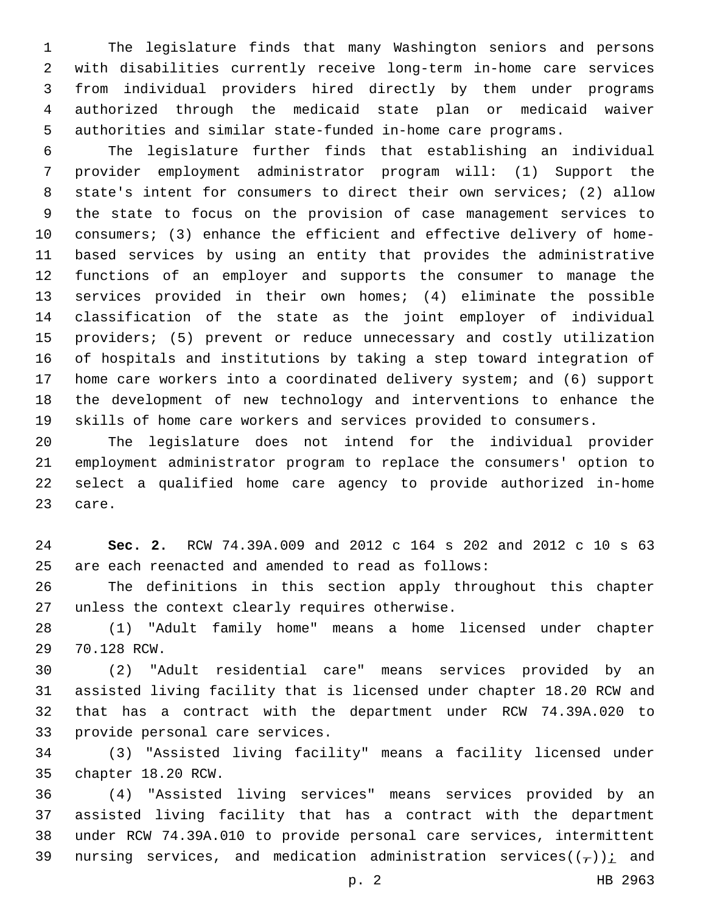The legislature finds that many Washington seniors and persons with disabilities currently receive long-term in-home care services from individual providers hired directly by them under programs authorized through the medicaid state plan or medicaid waiver authorities and similar state-funded in-home care programs.

The legislature further finds that establishing an individual provider employment administrator program will: (1) Support the state's intent for consumers to direct their own services; (2) allow the state to focus on the provision of case management services to consumers; (3) enhance the efficient and effective delivery of home-based services by using an entity that provides the administrative functions of an employer and supports the consumer to manage the services provided in their own homes; (4) eliminate the possible classification of the state as the joint employer of individual providers; (5) prevent or reduce unnecessary and costly utilization of hospitals and institutions by taking a step toward integration of home care workers into a coordinated delivery system; and (6) support the development of new technology and interventions to enhance the skills of home care workers and services provided to consumers.

The legislature does not intend for the individual provider employment administrator program to replace the consumers' option to select a qualified home care agency to provide authorized in-home care.

**Sec. 2.** RCW 74.39A.009 and 2012 c 164 s 202 and 2012 c 10 s 63 are each reenacted and amended to read as follows:

The definitions in this section apply throughout this chapter unless the context clearly requires otherwise.

(1) "Adult family home" means a home licensed under chapter 70.128 RCW.

(2) "Adult residential care" means services provided by an assisted living facility that is licensed under chapter 18.20 RCW and that has a contract with the department under RCW 74.39A.020 to provide personal care services.

(3) "Assisted living facility" means a facility licensed under chapter 18.20 RCW.

(4) "Assisted living services" means services provided by an assisted living facility that has a contract with the department under RCW 74.39A.010 to provide personal care services, intermittent nursing services, and medication administration services((~~,~~))_;_ and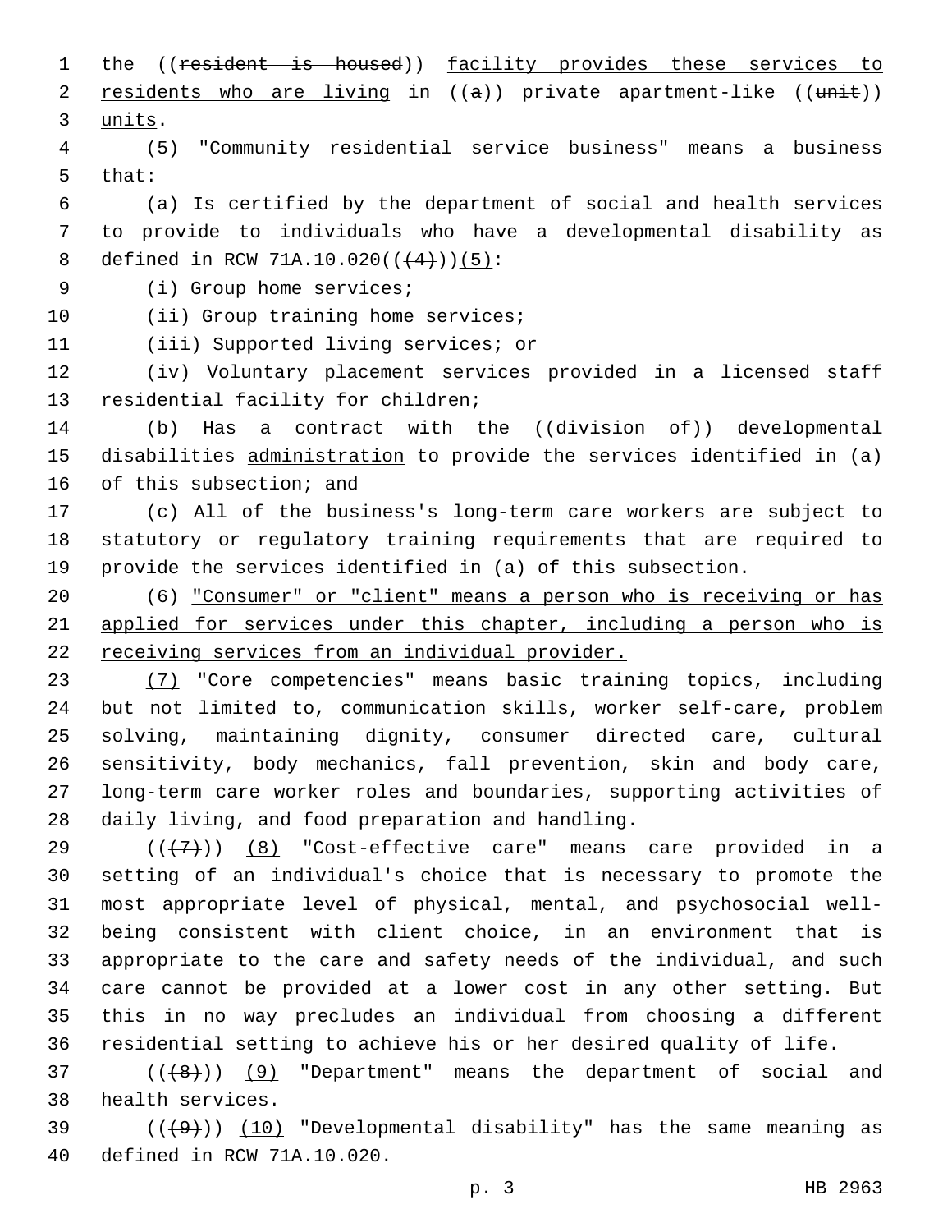the ((~~resident is housed~~)) facility provides these services to residents who are living in ((~~a~~)) private apartment-like ((~~unit~~)) units.

(5) "Community residential service business" means a business that:

(a) Is certified by the department of social and health services to provide to individuals who have a developmental disability as defined in RCW 71A.10.020((~~(4)~~))(5):

(i) Group home services;

(ii) Group training home services;

(iii) Supported living services; or

(iv) Voluntary placement services provided in a licensed staff residential facility for children;

(b) Has a contract with the ((~~division of~~)) developmental disabilities administration to provide the services identified in (a) of this subsection; and

(c) All of the business's long-term care workers are subject to statutory or regulatory training requirements that are required to provide the services identified in (a) of this subsection.

(6) "Consumer" or "client" means a person who is receiving or has applied for services under this chapter, including a person who is receiving services from an individual provider.

(7) "Core competencies" means basic training topics, including but not limited to, communication skills, worker self-care, problem solving, maintaining dignity, consumer directed care, cultural sensitivity, body mechanics, fall prevention, skin and body care, long-term care worker roles and boundaries, supporting activities of daily living, and food preparation and handling.

((~~(7)~~)) (8) "Cost-effective care" means care provided in a setting of an individual's choice that is necessary to promote the most appropriate level of physical, mental, and psychosocial well-being consistent with client choice, in an environment that is appropriate to the care and safety needs of the individual, and such care cannot be provided at a lower cost in any other setting. But this in no way precludes an individual from choosing a different residential setting to achieve his or her desired quality of life.

((~~(8)~~)) (9) "Department" means the department of social and health services.

((~~(9)~~)) (10) "Developmental disability" has the same meaning as defined in RCW 71A.10.020.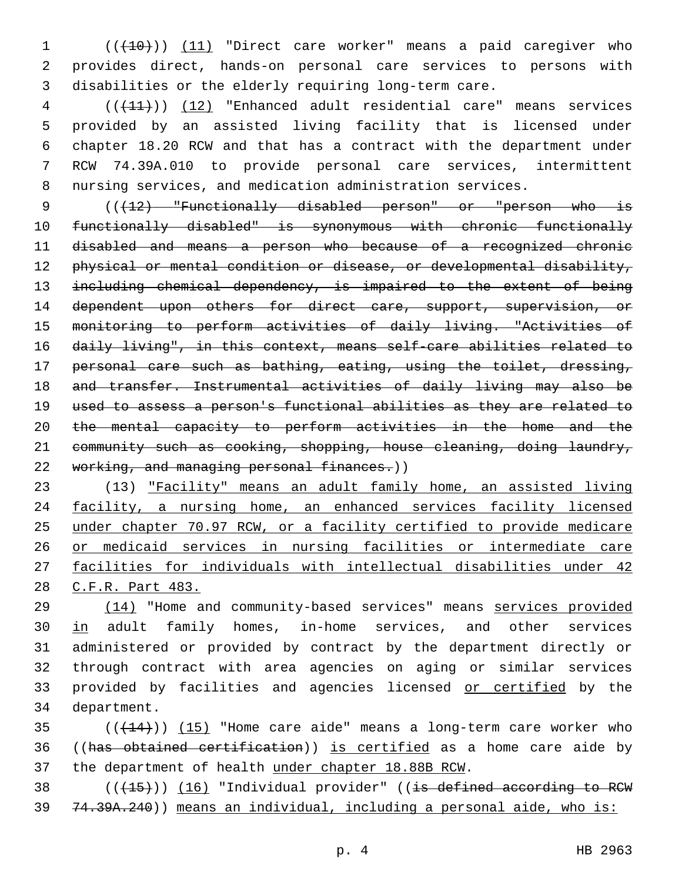((~~(10)~~)) <u>(11)</u> "Direct care worker" means a paid caregiver who provides direct, hands-on personal care services to persons with disabilities or the elderly requiring long-term care.

((~~(11)~~)) <u>(12)</u> "Enhanced adult residential care" means services provided by an assisted living facility that is licensed under chapter 18.20 RCW and that has a contract with the department under RCW 74.39A.010 to provide personal care services, intermittent nursing services, and medication administration services.

((~~(12) "Functionally disabled person" or "person who is functionally disabled" is synonymous with chronic functionally disabled and means a person who because of a recognized chronic physical or mental condition or disease, or developmental disability, including chemical dependency, is impaired to the extent of being dependent upon others for direct care, support, supervision, or monitoring to perform activities of daily living. "Activities of daily living", in this context, means self-care abilities related to personal care such as bathing, eating, using the toilet, dressing, and transfer. Instrumental activities of daily living may also be used to assess a person's functional abilities as they are related to the mental capacity to perform activities in the home and the community such as cooking, shopping, house cleaning, doing laundry, working, and managing personal finances.~~))

(13) <u>"Facility" means an adult family home, an assisted living facility, a nursing home, an enhanced services facility licensed under chapter 70.97 RCW, or a facility certified to provide medicare or medicaid services in nursing facilities or intermediate care facilities for individuals with intellectual disabilities under 42 C.F.R. Part 483.</u>

<u>(14)</u> "Home and community-based services" means <u>services provided in</u> adult family homes, in-home services, and other services administered or provided by contract by the department directly or through contract with area agencies on aging or similar services provided by facilities and agencies licensed <u>or certified</u> by the department.

((~~(14)~~)) <u>(15)</u> "Home care aide" means a long-term care worker who ((~~has obtained certification~~)) <u>is certified</u> as a home care aide by the department of health <u>under chapter 18.88B RCW</u>.

((~~(15)~~)) <u>(16)</u> "Individual provider" ((~~is defined according to RCW 74.39A.240~~)) <u>means an individual, including a personal aide, who is:</u>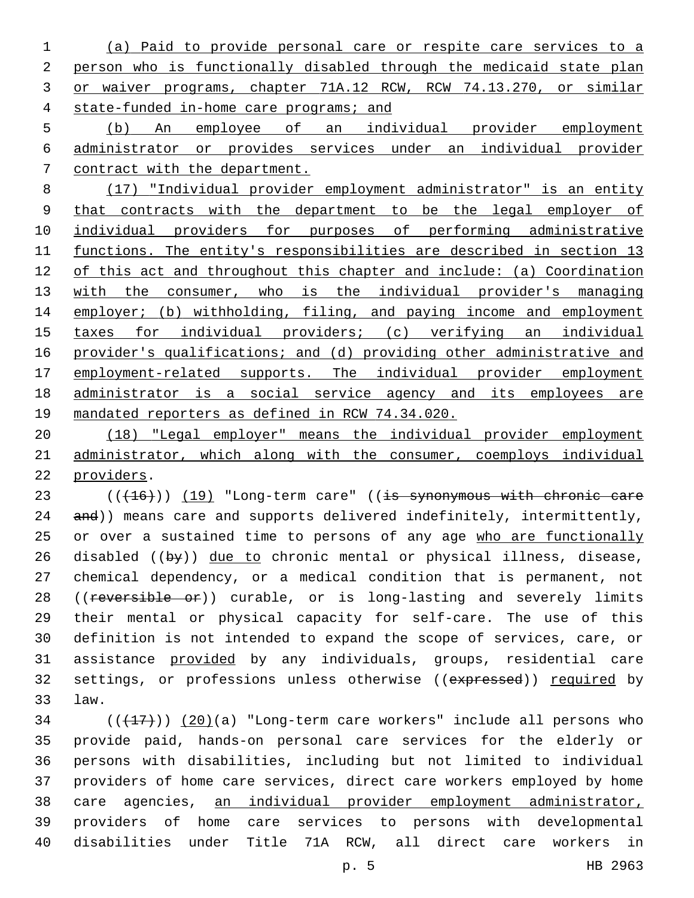(a) Paid to provide personal care or respite care services to a person who is functionally disabled through the medicaid state plan or waiver programs, chapter 71A.12 RCW, RCW 74.13.270, or similar state-funded in-home care programs; and

(b) An employee of an individual provider employment administrator or provides services under an individual provider contract with the department.

(17) "Individual provider employment administrator" is an entity that contracts with the department to be the legal employer of individual providers for purposes of performing administrative functions. The entity's responsibilities are described in section 13 of this act and throughout this chapter and include: (a) Coordination with the consumer, who is the individual provider's managing employer; (b) withholding, filing, and paying income and employment taxes for individual providers; (c) verifying an individual provider's qualifications; and (d) providing other administrative and employment-related supports. The individual provider employment administrator is a social service agency and its employees are mandated reporters as defined in RCW 74.34.020.

(18) "Legal employer" means the individual provider employment administrator, which along with the consumer, coemploys individual providers.

(((16))) (19) "Long-term care" ((is synonymous with chronic care and)) means care and supports delivered indefinitely, intermittently, or over a sustained time to persons of any age who are functionally disabled ((by)) due to chronic mental or physical illness, disease, chemical dependency, or a medical condition that is permanent, not ((reversible or)) curable, or is long-lasting and severely limits their mental or physical capacity for self-care. The use of this definition is not intended to expand the scope of services, care, or assistance provided by any individuals, groups, residential care settings, or professions unless otherwise ((expressed)) required by law.

(((17))) (20)(a) "Long-term care workers" include all persons who provide paid, hands-on personal care services for the elderly or persons with disabilities, including but not limited to individual providers of home care services, direct care workers employed by home care agencies, an individual provider employment administrator, providers of home care services to persons with developmental disabilities under Title 71A RCW, all direct care workers in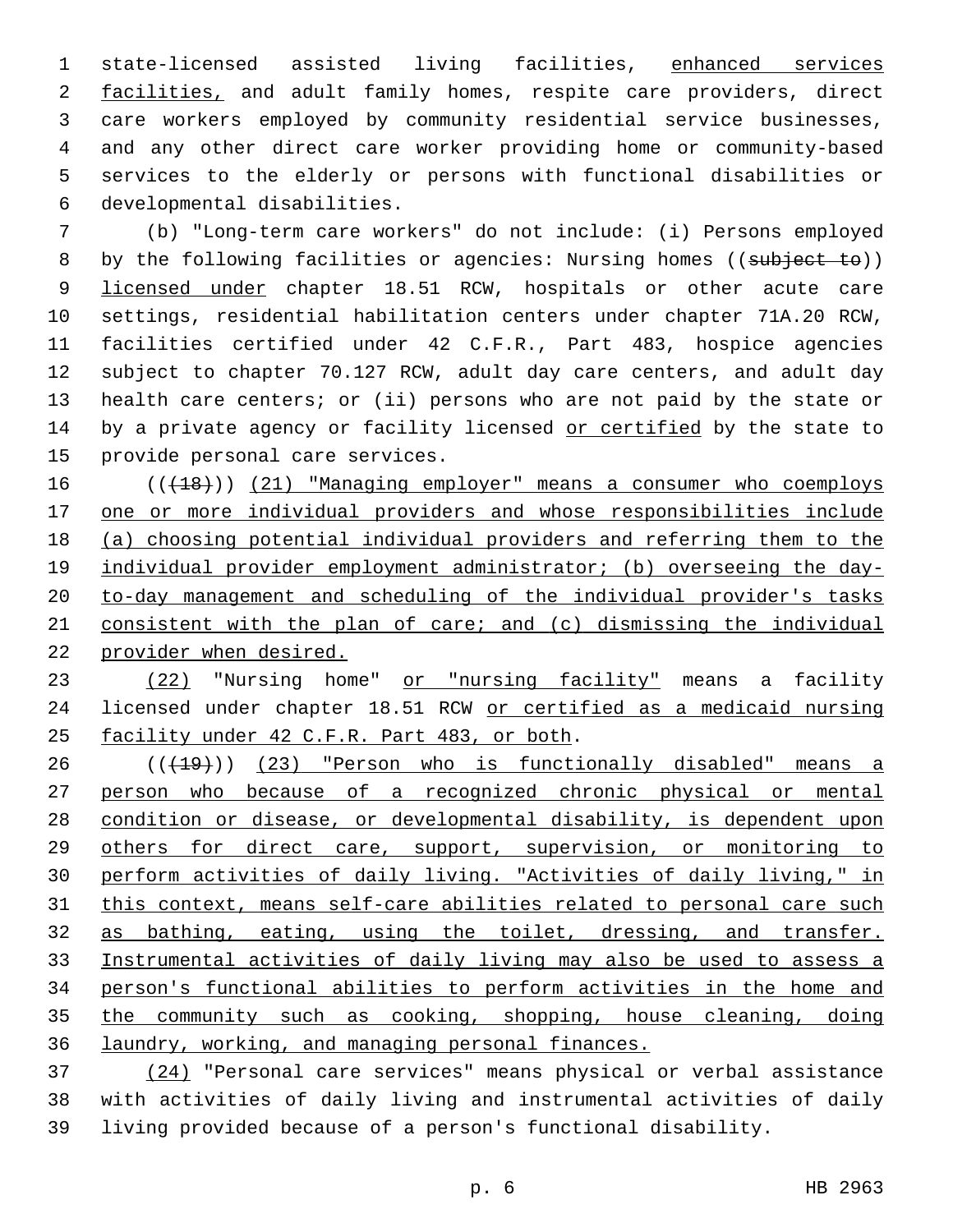state-licensed assisted living facilities, enhanced services facilities, and adult family homes, respite care providers, direct care workers employed by community residential service businesses, and any other direct care worker providing home or community-based services to the elderly or persons with functional disabilities or developmental disabilities.

(b) "Long-term care workers" do not include: (i) Persons employed by the following facilities or agencies: Nursing homes ((~~subject to~~)) licensed under chapter 18.51 RCW, hospitals or other acute care settings, residential habilitation centers under chapter 71A.20 RCW, facilities certified under 42 C.F.R., Part 483, hospice agencies subject to chapter 70.127 RCW, adult day care centers, and adult day health care centers; or (ii) persons who are not paid by the state or by a private agency or facility licensed or certified by the state to provide personal care services.

((~~(18)~~)) (21) "Managing employer" means a consumer who coemploys one or more individual providers and whose responsibilities include (a) choosing potential individual providers and referring them to the individual provider employment administrator; (b) overseeing the day-to-day management and scheduling of the individual provider's tasks consistent with the plan of care; and (c) dismissing the individual provider when desired.

(22) "Nursing home" or "nursing facility" means a facility licensed under chapter 18.51 RCW or certified as a medicaid nursing facility under 42 C.F.R. Part 483, or both.

((~~(19)~~)) (23) "Person who is functionally disabled" means a person who because of a recognized chronic physical or mental condition or disease, or developmental disability, is dependent upon others for direct care, support, supervision, or monitoring to perform activities of daily living. "Activities of daily living," in this context, means self-care abilities related to personal care such as bathing, eating, using the toilet, dressing, and transfer. Instrumental activities of daily living may also be used to assess a person's functional abilities to perform activities in the home and the community such as cooking, shopping, house cleaning, doing laundry, working, and managing personal finances.

(24) "Personal care services" means physical or verbal assistance with activities of daily living and instrumental activities of daily living provided because of a person's functional disability.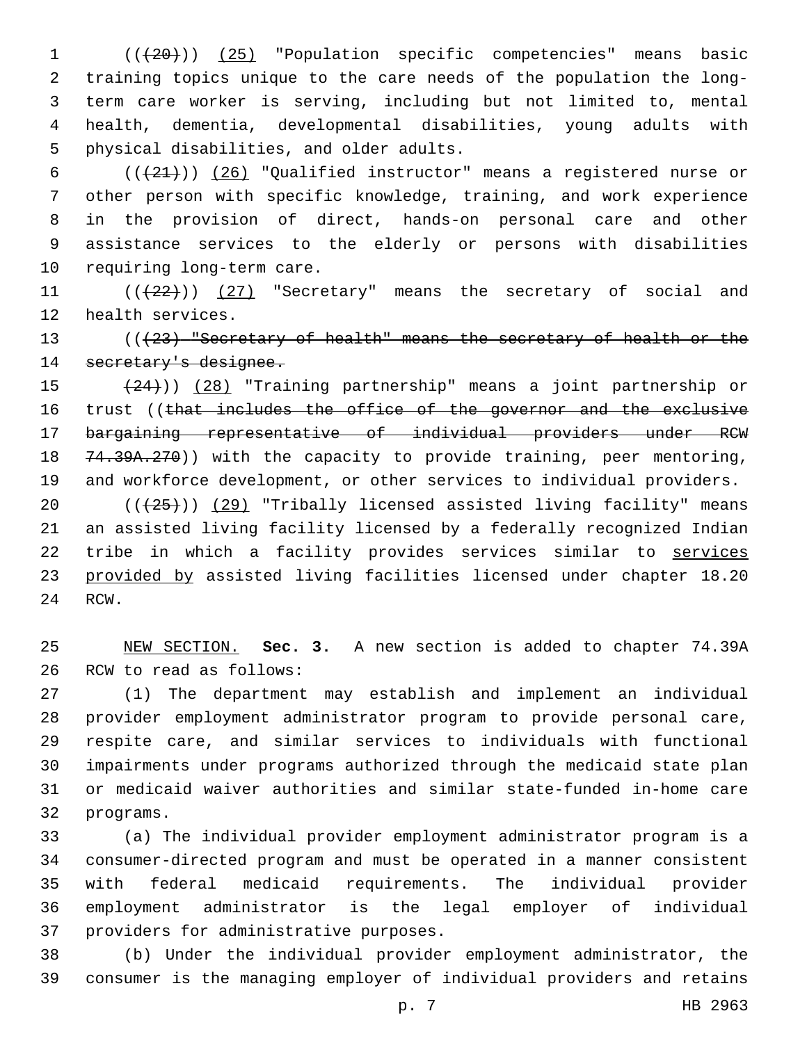(((20))) (25) "Population specific competencies" means basic training topics unique to the care needs of the population the long-term care worker is serving, including but not limited to, mental health, dementia, developmental disabilities, young adults with physical disabilities, and older adults.

(((21))) (26) "Qualified instructor" means a registered nurse or other person with specific knowledge, training, and work experience in the provision of direct, hands-on personal care and other assistance services to the elderly or persons with disabilities requiring long-term care.

(((22))) (27) "Secretary" means the secretary of social and health services.

(((23) "Secretary of health" means the secretary of health or the secretary's designee.

(24))) (28) "Training partnership" means a joint partnership or trust ((that includes the office of the governor and the exclusive bargaining representative of individual providers under RCW 74.39A.270)) with the capacity to provide training, peer mentoring, and workforce development, or other services to individual providers.

(((25))) (29) "Tribally licensed assisted living facility" means an assisted living facility licensed by a federally recognized Indian tribe in which a facility provides services similar to services provided by assisted living facilities licensed under chapter 18.20 RCW.

NEW SECTION. **Sec. 3.** A new section is added to chapter 74.39A RCW to read as follows:

(1) The department may establish and implement an individual provider employment administrator program to provide personal care, respite care, and similar services to individuals with functional impairments under programs authorized through the medicaid state plan or medicaid waiver authorities and similar state-funded in-home care programs.

(a) The individual provider employment administrator program is a consumer-directed program and must be operated in a manner consistent with federal medicaid requirements. The individual provider employment administrator is the legal employer of individual providers for administrative purposes.

(b) Under the individual provider employment administrator, the consumer is the managing employer of individual providers and retains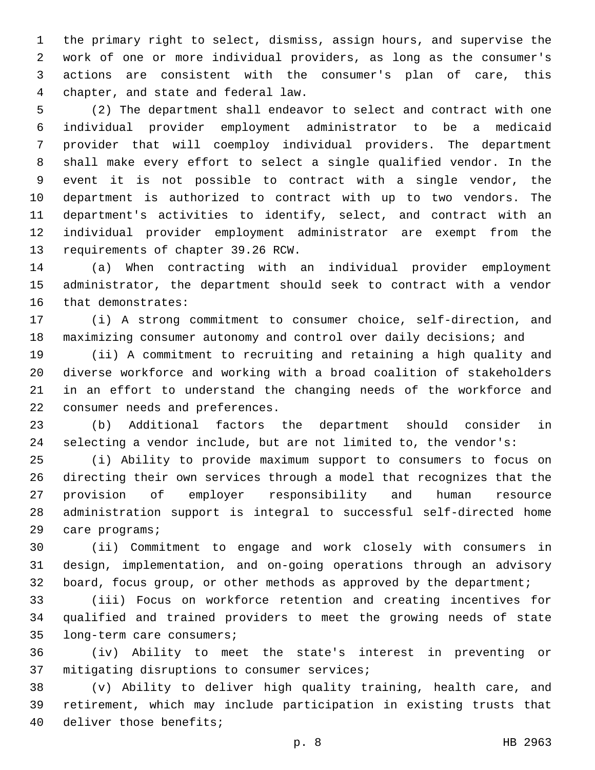the primary right to select, dismiss, assign hours, and supervise the work of one or more individual providers, as long as the consumer's actions are consistent with the consumer's plan of care, this chapter, and state and federal law.

(2) The department shall endeavor to select and contract with one individual provider employment administrator to be a medicaid provider that will coemploy individual providers. The department shall make every effort to select a single qualified vendor. In the event it is not possible to contract with a single vendor, the department is authorized to contract with up to two vendors. The department's activities to identify, select, and contract with an individual provider employment administrator are exempt from the requirements of chapter 39.26 RCW.

(a) When contracting with an individual provider employment administrator, the department should seek to contract with a vendor that demonstrates:

(i) A strong commitment to consumer choice, self-direction, and maximizing consumer autonomy and control over daily decisions; and

(ii) A commitment to recruiting and retaining a high quality and diverse workforce and working with a broad coalition of stakeholders in an effort to understand the changing needs of the workforce and consumer needs and preferences.

(b) Additional factors the department should consider in selecting a vendor include, but are not limited to, the vendor's:

(i) Ability to provide maximum support to consumers to focus on directing their own services through a model that recognizes that the provision of employer responsibility and human resource administration support is integral to successful self-directed home care programs;

(ii) Commitment to engage and work closely with consumers in design, implementation, and on-going operations through an advisory board, focus group, or other methods as approved by the department;

(iii) Focus on workforce retention and creating incentives for qualified and trained providers to meet the growing needs of state long-term care consumers;

(iv) Ability to meet the state's interest in preventing or mitigating disruptions to consumer services;

(v) Ability to deliver high quality training, health care, and retirement, which may include participation in existing trusts that deliver those benefits;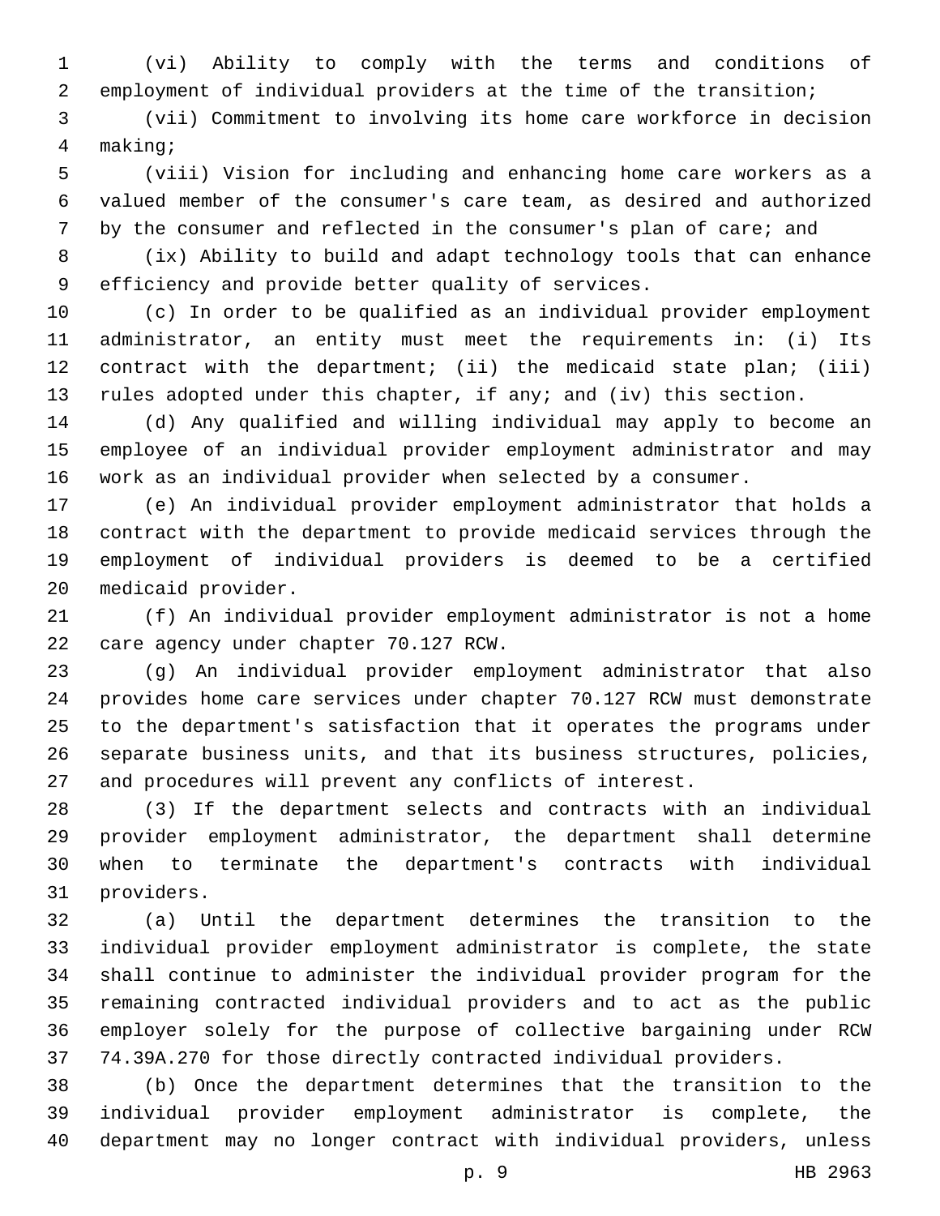(vi) Ability to comply with the terms and conditions of employment of individual providers at the time of the transition;

(vii) Commitment to involving its home care workforce in decision making;

(viii) Vision for including and enhancing home care workers as a valued member of the consumer's care team, as desired and authorized by the consumer and reflected in the consumer's plan of care; and

(ix) Ability to build and adapt technology tools that can enhance efficiency and provide better quality of services.

(c) In order to be qualified as an individual provider employment administrator, an entity must meet the requirements in: (i) Its contract with the department; (ii) the medicaid state plan; (iii) rules adopted under this chapter, if any; and (iv) this section.

(d) Any qualified and willing individual may apply to become an employee of an individual provider employment administrator and may work as an individual provider when selected by a consumer.

(e) An individual provider employment administrator that holds a contract with the department to provide medicaid services through the employment of individual providers is deemed to be a certified medicaid provider.

(f) An individual provider employment administrator is not a home care agency under chapter 70.127 RCW.

(g) An individual provider employment administrator that also provides home care services under chapter 70.127 RCW must demonstrate to the department's satisfaction that it operates the programs under separate business units, and that its business structures, policies, and procedures will prevent any conflicts of interest.

(3) If the department selects and contracts with an individual provider employment administrator, the department shall determine when to terminate the department's contracts with individual providers.

(a) Until the department determines the transition to the individual provider employment administrator is complete, the state shall continue to administer the individual provider program for the remaining contracted individual providers and to act as the public employer solely for the purpose of collective bargaining under RCW 74.39A.270 for those directly contracted individual providers.

(b) Once the department determines that the transition to the individual provider employment administrator is complete, the department may no longer contract with individual providers, unless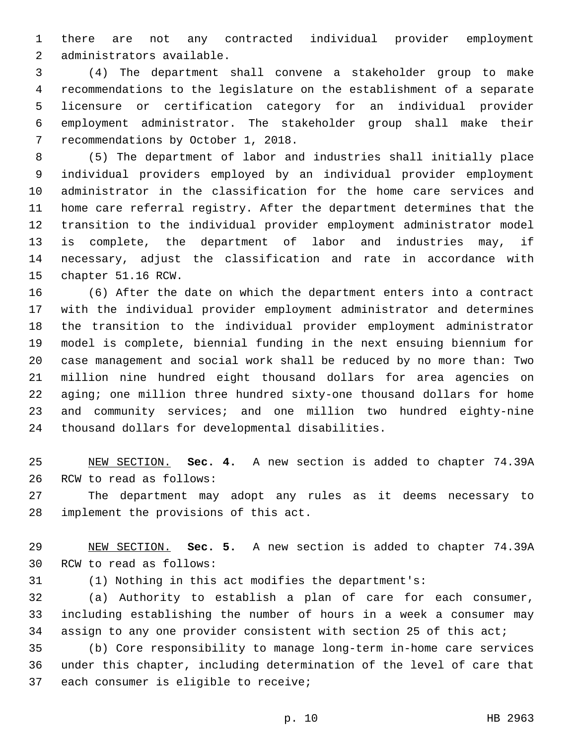there are not any contracted individual provider employment administrators available.

(4) The department shall convene a stakeholder group to make recommendations to the legislature on the establishment of a separate licensure or certification category for an individual provider employment administrator. The stakeholder group shall make their recommendations by October 1, 2018.

(5) The department of labor and industries shall initially place individual providers employed by an individual provider employment administrator in the classification for the home care services and home care referral registry. After the department determines that the transition to the individual provider employment administrator model is complete, the department of labor and industries may, if necessary, adjust the classification and rate in accordance with chapter 51.16 RCW.

(6) After the date on which the department enters into a contract with the individual provider employment administrator and determines the transition to the individual provider employment administrator model is complete, biennial funding in the next ensuing biennium for case management and social work shall be reduced by no more than: Two million nine hundred eight thousand dollars for area agencies on aging; one million three hundred sixty-one thousand dollars for home and community services; and one million two hundred eighty-nine thousand dollars for developmental disabilities.

NEW SECTION. **Sec. 4.** A new section is added to chapter 74.39A RCW to read as follows:

The department may adopt any rules as it deems necessary to implement the provisions of this act.

NEW SECTION. **Sec. 5.** A new section is added to chapter 74.39A RCW to read as follows:

(1) Nothing in this act modifies the department's:

(a) Authority to establish a plan of care for each consumer, including establishing the number of hours in a week a consumer may assign to any one provider consistent with section 25 of this act;

(b) Core responsibility to manage long-term in-home care services under this chapter, including determination of the level of care that each consumer is eligible to receive;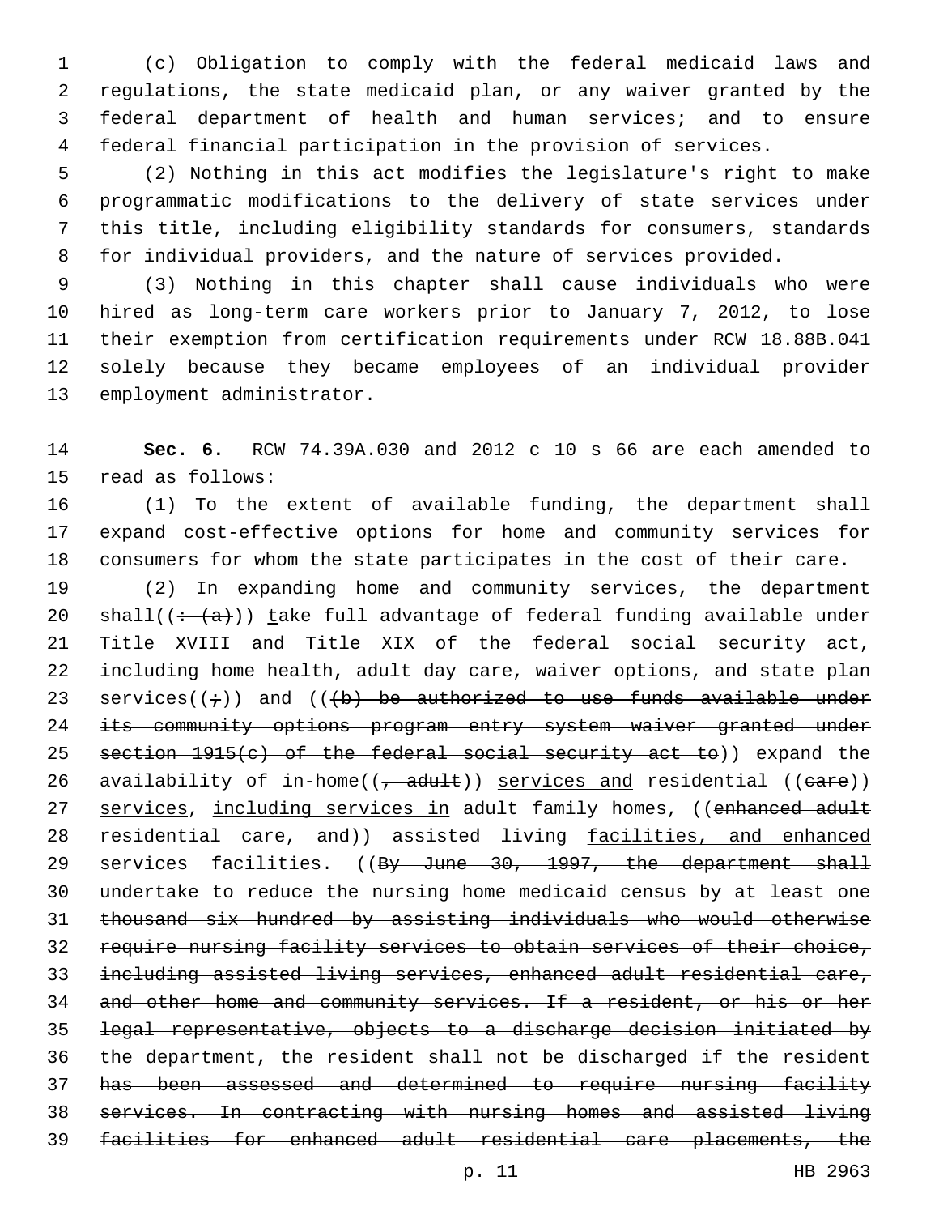(c) Obligation to comply with the federal medicaid laws and regulations, the state medicaid plan, or any waiver granted by the federal department of health and human services; and to ensure federal financial participation in the provision of services.

(2) Nothing in this act modifies the legislature's right to make programmatic modifications to the delivery of state services under this title, including eligibility standards for consumers, standards for individual providers, and the nature of services provided.

(3) Nothing in this chapter shall cause individuals who were hired as long-term care workers prior to January 7, 2012, to lose their exemption from certification requirements under RCW 18.88B.041 solely because they became employees of an individual provider employment administrator.

**Sec. 6.** RCW 74.39A.030 and 2012 c 10 s 66 are each amended to read as follows:

(1) To the extent of available funding, the department shall expand cost-effective options for home and community services for consumers for whom the state participates in the cost of their care.

(2) In expanding home and community services, the department shall((~~: (a)~~)) take full advantage of federal funding available under Title XVIII and Title XIX of the federal social security act, including home health, adult day care, waiver options, and state plan services((~~;~~)) and ((~~(b) be authorized to use funds available under its community options program entry system waiver granted under section 1915(c) of the federal social security act to~~)) expand the availability of in-home((~~, adult~~)) services and residential ((~~care~~)) services, including services in adult family homes, ((~~enhanced adult residential care, and~~)) assisted living facilities, and enhanced services facilities. ((~~By June 30, 1997, the department shall undertake to reduce the nursing home medicaid census by at least one thousand six hundred by assisting individuals who would otherwise require nursing facility services to obtain services of their choice, including assisted living services, enhanced adult residential care, and other home and community services. If a resident, or his or her legal representative, objects to a discharge decision initiated by the department, the resident shall not be discharged if the resident has been assessed and determined to require nursing facility services. In contracting with nursing homes and assisted living facilities for enhanced adult residential care placements, the~~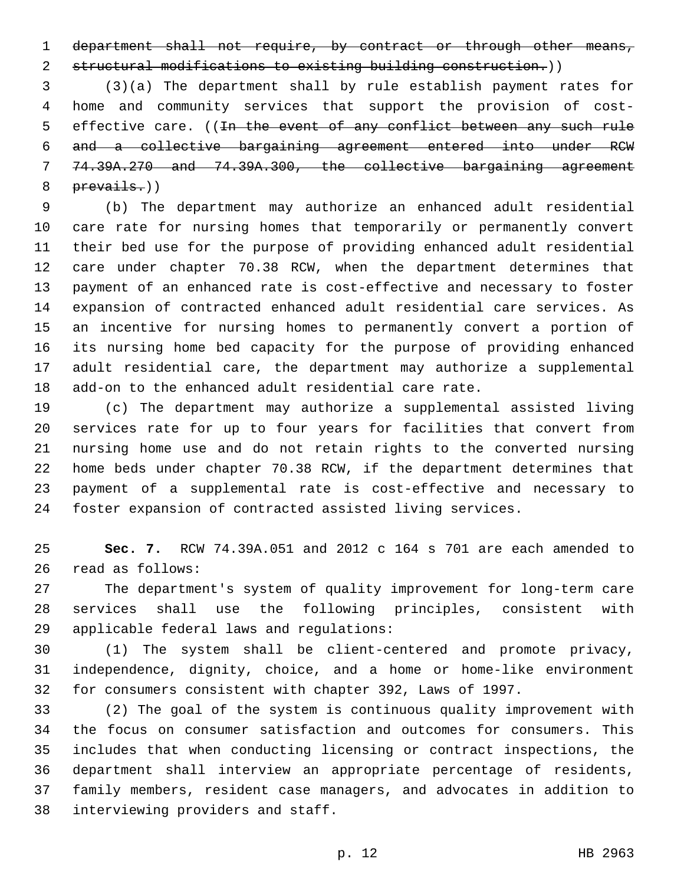~~department shall not require, by contract or through other means, structural modifications to existing building construction.~~))

(3)(a) The department shall by rule establish payment rates for home and community services that support the provision of cost-effective care. ((~~In the event of any conflict between any such rule and a collective bargaining agreement entered into under RCW 74.39A.270 and 74.39A.300, the collective bargaining agreement prevails.~~))

(b) The department may authorize an enhanced adult residential care rate for nursing homes that temporarily or permanently convert their bed use for the purpose of providing enhanced adult residential care under chapter 70.38 RCW, when the department determines that payment of an enhanced rate is cost-effective and necessary to foster expansion of contracted enhanced adult residential care services. As an incentive for nursing homes to permanently convert a portion of its nursing home bed capacity for the purpose of providing enhanced adult residential care, the department may authorize a supplemental add-on to the enhanced adult residential care rate.

(c) The department may authorize a supplemental assisted living services rate for up to four years for facilities that convert from nursing home use and do not retain rights to the converted nursing home beds under chapter 70.38 RCW, if the department determines that payment of a supplemental rate is cost-effective and necessary to foster expansion of contracted assisted living services.

**Sec. 7.** RCW 74.39A.051 and 2012 c 164 s 701 are each amended to read as follows:

The department's system of quality improvement for long-term care services shall use the following principles, consistent with applicable federal laws and regulations:

(1) The system shall be client-centered and promote privacy, independence, dignity, choice, and a home or home-like environment for consumers consistent with chapter 392, Laws of 1997.

(2) The goal of the system is continuous quality improvement with the focus on consumer satisfaction and outcomes for consumers. This includes that when conducting licensing or contract inspections, the department shall interview an appropriate percentage of residents, family members, resident case managers, and advocates in addition to interviewing providers and staff.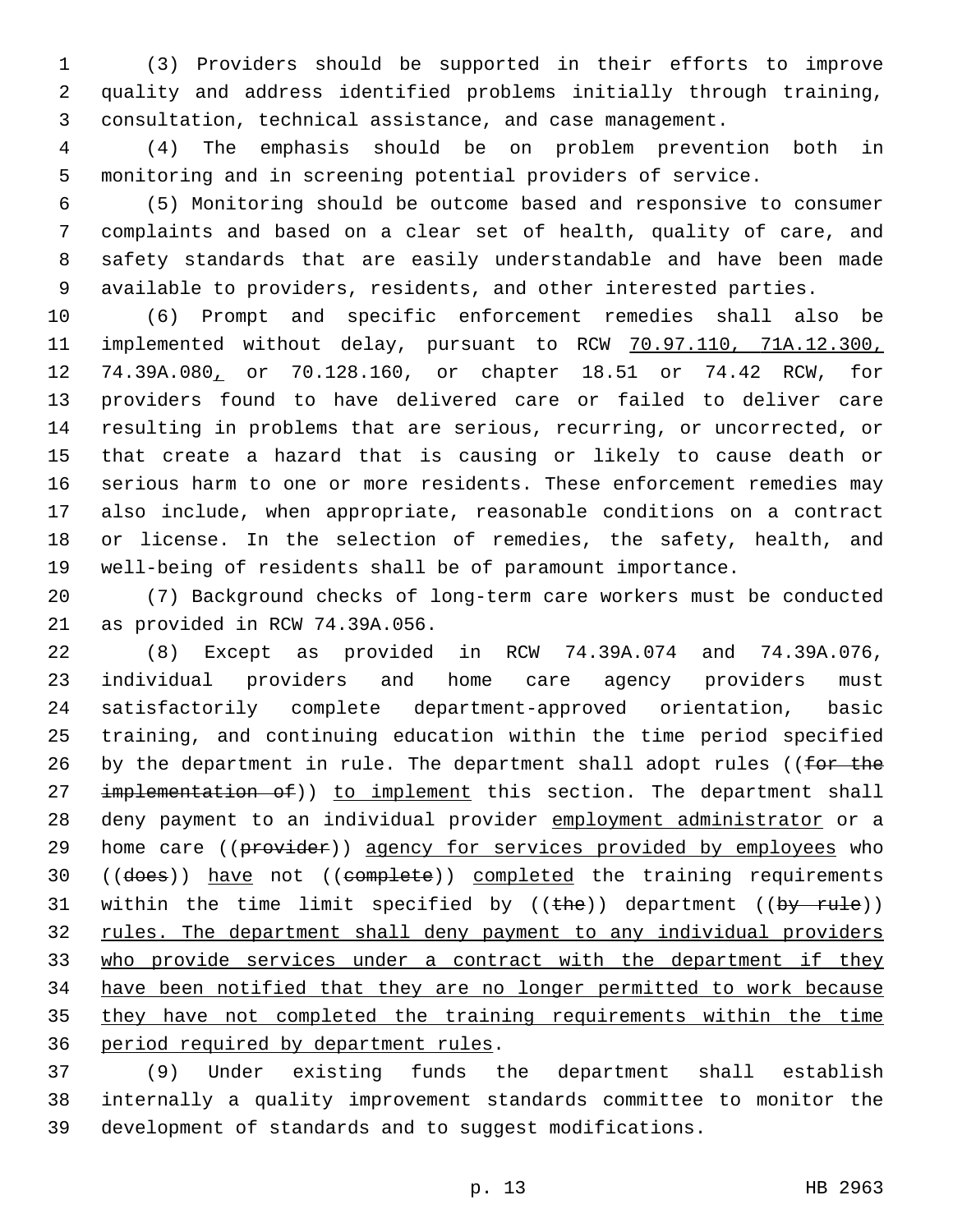(3) Providers should be supported in their efforts to improve quality and address identified problems initially through training, consultation, technical assistance, and case management.

(4) The emphasis should be on problem prevention both in monitoring and in screening potential providers of service.

(5) Monitoring should be outcome based and responsive to consumer complaints and based on a clear set of health, quality of care, and safety standards that are easily understandable and have been made available to providers, residents, and other interested parties.

(6) Prompt and specific enforcement remedies shall also be implemented without delay, pursuant to RCW 70.97.110, 71A.12.300, 74.39A.080, or 70.128.160, or chapter 18.51 or 74.42 RCW, for providers found to have delivered care or failed to deliver care resulting in problems that are serious, recurring, or uncorrected, or that create a hazard that is causing or likely to cause death or serious harm to one or more residents. These enforcement remedies may also include, when appropriate, reasonable conditions on a contract or license. In the selection of remedies, the safety, health, and well-being of residents shall be of paramount importance.

(7) Background checks of long-term care workers must be conducted as provided in RCW 74.39A.056.

(8) Except as provided in RCW 74.39A.074 and 74.39A.076, individual providers and home care agency providers must satisfactorily complete department-approved orientation, basic training, and continuing education within the time period specified by the department in rule. The department shall adopt rules ((~~for the implementation of~~)) to implement this section. The department shall deny payment to an individual provider employment administrator or a home care ((~~provider~~)) agency for services provided by employees who ((~~does~~)) have not ((~~complete~~)) completed the training requirements within the time limit specified by ((~~the~~)) department ((~~by rule~~)) rules. The department shall deny payment to any individual providers who provide services under a contract with the department if they have been notified that they are no longer permitted to work because they have not completed the training requirements within the time period required by department rules.

(9) Under existing funds the department shall establish internally a quality improvement standards committee to monitor the development of standards and to suggest modifications.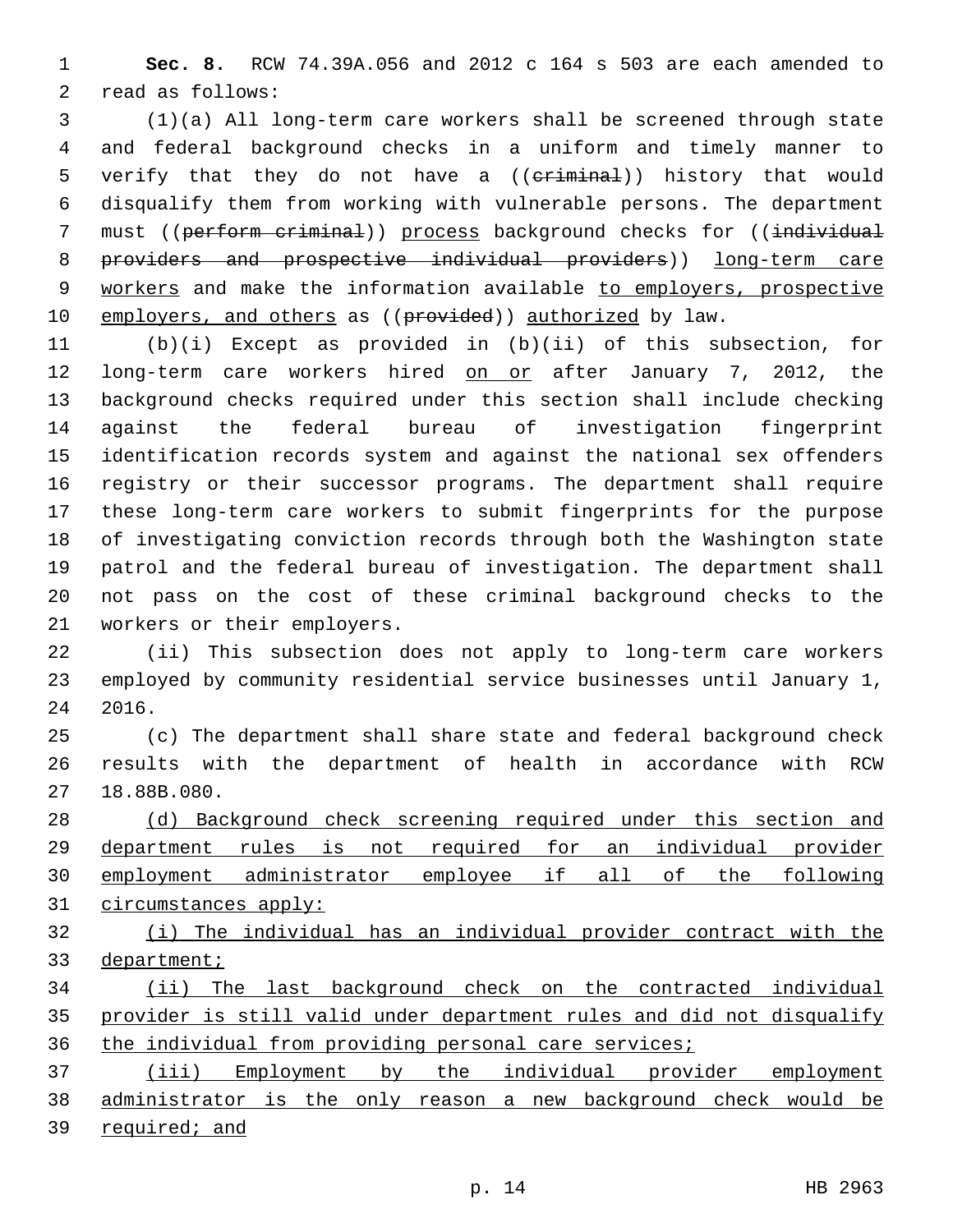**Sec. 8.** RCW 74.39A.056 and 2012 c 164 s 503 are each amended to read as follows:

(1)(a) All long-term care workers shall be screened through state and federal background checks in a uniform and timely manner to verify that they do not have a ((~~criminal~~)) history that would disqualify them from working with vulnerable persons. The department must ((~~perform criminal~~)) <u>process</u> background checks for ((~~individual providers and prospective individual providers~~)) <u>long-term care workers</u> and make the information available <u>to employers, prospective employers, and others</u> as ((~~provided~~)) <u>authorized</u> by law.

(b)(i) Except as provided in (b)(ii) of this subsection, for long-term care workers hired <u>on or</u> after January 7, 2012, the background checks required under this section shall include checking against the federal bureau of investigation fingerprint identification records system and against the national sex offenders registry or their successor programs. The department shall require these long-term care workers to submit fingerprints for the purpose of investigating conviction records through both the Washington state patrol and the federal bureau of investigation. The department shall not pass on the cost of these criminal background checks to the workers or their employers.

(ii) This subsection does not apply to long-term care workers employed by community residential service businesses until January 1, 2016.

(c) The department shall share state and federal background check results with the department of health in accordance with RCW 18.88B.080.

<u>(d) Background check screening required under this section and department rules is not required for an individual provider employment administrator employee if all of the following circumstances apply:</u>

<u>(i) The individual has an individual provider contract with the department;</u>

<u>(ii) The last background check on the contracted individual provider is still valid under department rules and did not disqualify the individual from providing personal care services;</u>

<u>(iii) Employment by the individual provider employment administrator is the only reason a new background check would be required; and</u>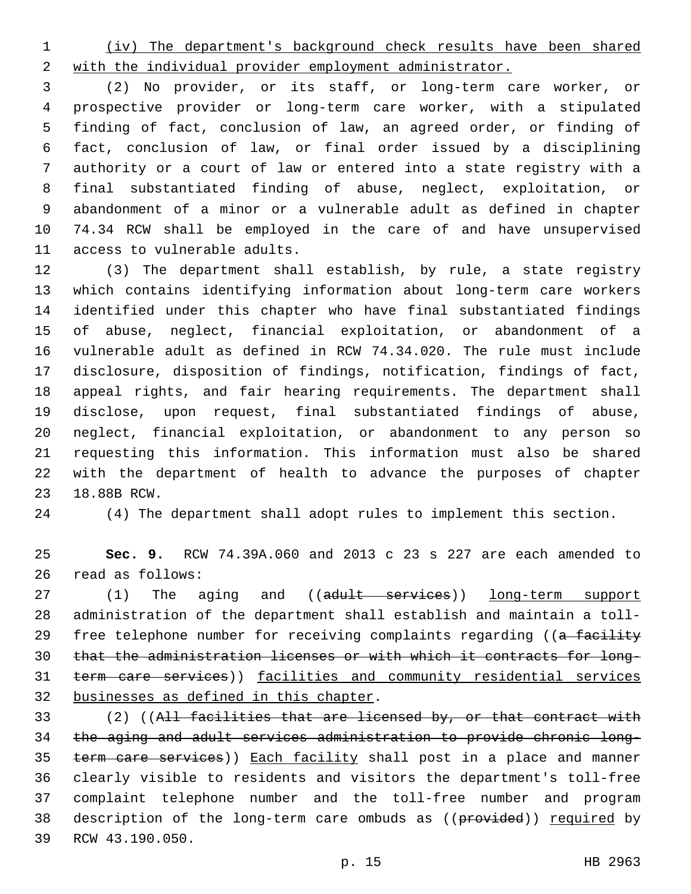(iv) The department's background check results have been shared with the individual provider employment administrator.

(2) No provider, or its staff, or long-term care worker, or prospective provider or long-term care worker, with a stipulated finding of fact, conclusion of law, an agreed order, or finding of fact, conclusion of law, or final order issued by a disciplining authority or a court of law or entered into a state registry with a final substantiated finding of abuse, neglect, exploitation, or abandonment of a minor or a vulnerable adult as defined in chapter 74.34 RCW shall be employed in the care of and have unsupervised access to vulnerable adults.

(3) The department shall establish, by rule, a state registry which contains identifying information about long-term care workers identified under this chapter who have final substantiated findings of abuse, neglect, financial exploitation, or abandonment of a vulnerable adult as defined in RCW 74.34.020. The rule must include disclosure, disposition of findings, notification, findings of fact, appeal rights, and fair hearing requirements. The department shall disclose, upon request, final substantiated findings of abuse, neglect, financial exploitation, or abandonment to any person so requesting this information. This information must also be shared with the department of health to advance the purposes of chapter 18.88B RCW.

(4) The department shall adopt rules to implement this section.

**Sec. 9.** RCW 74.39A.060 and 2013 c 23 s 227 are each amended to read as follows:

(1) The aging and ((~~adult services~~)) long-term support administration of the department shall establish and maintain a toll-free telephone number for receiving complaints regarding ((~~a facility that the administration licenses or with which it contracts for long-term care services~~)) facilities and community residential services businesses as defined in this chapter.

(2) ((~~All facilities that are licensed by, or that contract with the aging and adult services administration to provide chronic long-term care services~~)) Each facility shall post in a place and manner clearly visible to residents and visitors the department's toll-free complaint telephone number and the toll-free number and program description of the long-term care ombuds as ((~~provided~~)) required by RCW 43.190.050.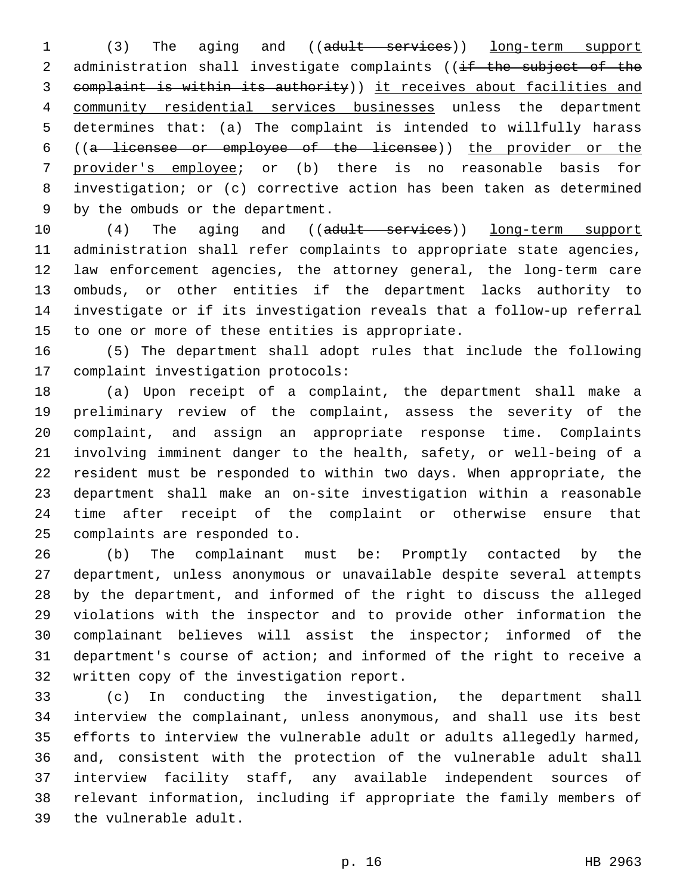(3) The aging and ((~~adult services~~)) long-term support administration shall investigate complaints ((~~if the subject of the complaint is within its authority~~)) it receives about facilities and community residential services businesses unless the department determines that: (a) The complaint is intended to willfully harass ((~~a licensee or employee of the licensee~~)) the provider or the provider's employee; or (b) there is no reasonable basis for investigation; or (c) corrective action has been taken as determined by the ombuds or the department.

(4) The aging and ((~~adult services~~)) long-term support administration shall refer complaints to appropriate state agencies, law enforcement agencies, the attorney general, the long-term care ombuds, or other entities if the department lacks authority to investigate or if its investigation reveals that a follow-up referral to one or more of these entities is appropriate.

(5) The department shall adopt rules that include the following complaint investigation protocols:

(a) Upon receipt of a complaint, the department shall make a preliminary review of the complaint, assess the severity of the complaint, and assign an appropriate response time. Complaints involving imminent danger to the health, safety, or well-being of a resident must be responded to within two days. When appropriate, the department shall make an on-site investigation within a reasonable time after receipt of the complaint or otherwise ensure that complaints are responded to.

(b) The complainant must be: Promptly contacted by the department, unless anonymous or unavailable despite several attempts by the department, and informed of the right to discuss the alleged violations with the inspector and to provide other information the complainant believes will assist the inspector; informed of the department's course of action; and informed of the right to receive a written copy of the investigation report.

(c) In conducting the investigation, the department shall interview the complainant, unless anonymous, and shall use its best efforts to interview the vulnerable adult or adults allegedly harmed, and, consistent with the protection of the vulnerable adult shall interview facility staff, any available independent sources of relevant information, including if appropriate the family members of the vulnerable adult.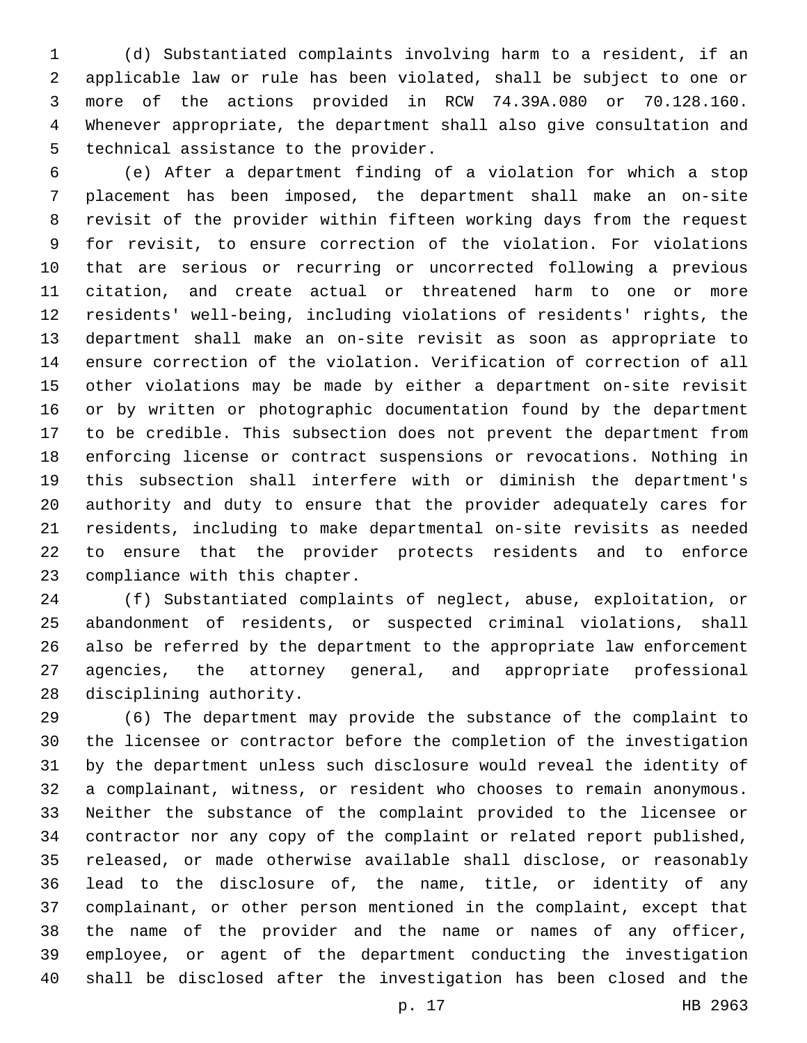(d) Substantiated complaints involving harm to a resident, if an applicable law or rule has been violated, shall be subject to one or more of the actions provided in RCW 74.39A.080 or 70.128.160. Whenever appropriate, the department shall also give consultation and technical assistance to the provider.

(e) After a department finding of a violation for which a stop placement has been imposed, the department shall make an on-site revisit of the provider within fifteen working days from the request for revisit, to ensure correction of the violation. For violations that are serious or recurring or uncorrected following a previous citation, and create actual or threatened harm to one or more residents' well-being, including violations of residents' rights, the department shall make an on-site revisit as soon as appropriate to ensure correction of the violation. Verification of correction of all other violations may be made by either a department on-site revisit or by written or photographic documentation found by the department to be credible. This subsection does not prevent the department from enforcing license or contract suspensions or revocations. Nothing in this subsection shall interfere with or diminish the department's authority and duty to ensure that the provider adequately cares for residents, including to make departmental on-site revisits as needed to ensure that the provider protects residents and to enforce compliance with this chapter.

(f) Substantiated complaints of neglect, abuse, exploitation, or abandonment of residents, or suspected criminal violations, shall also be referred by the department to the appropriate law enforcement agencies, the attorney general, and appropriate professional disciplining authority.

(6) The department may provide the substance of the complaint to the licensee or contractor before the completion of the investigation by the department unless such disclosure would reveal the identity of a complainant, witness, or resident who chooses to remain anonymous. Neither the substance of the complaint provided to the licensee or contractor nor any copy of the complaint or related report published, released, or made otherwise available shall disclose, or reasonably lead to the disclosure of, the name, title, or identity of any complainant, or other person mentioned in the complaint, except that the name of the provider and the name or names of any officer, employee, or agent of the department conducting the investigation shall be disclosed after the investigation has been closed and the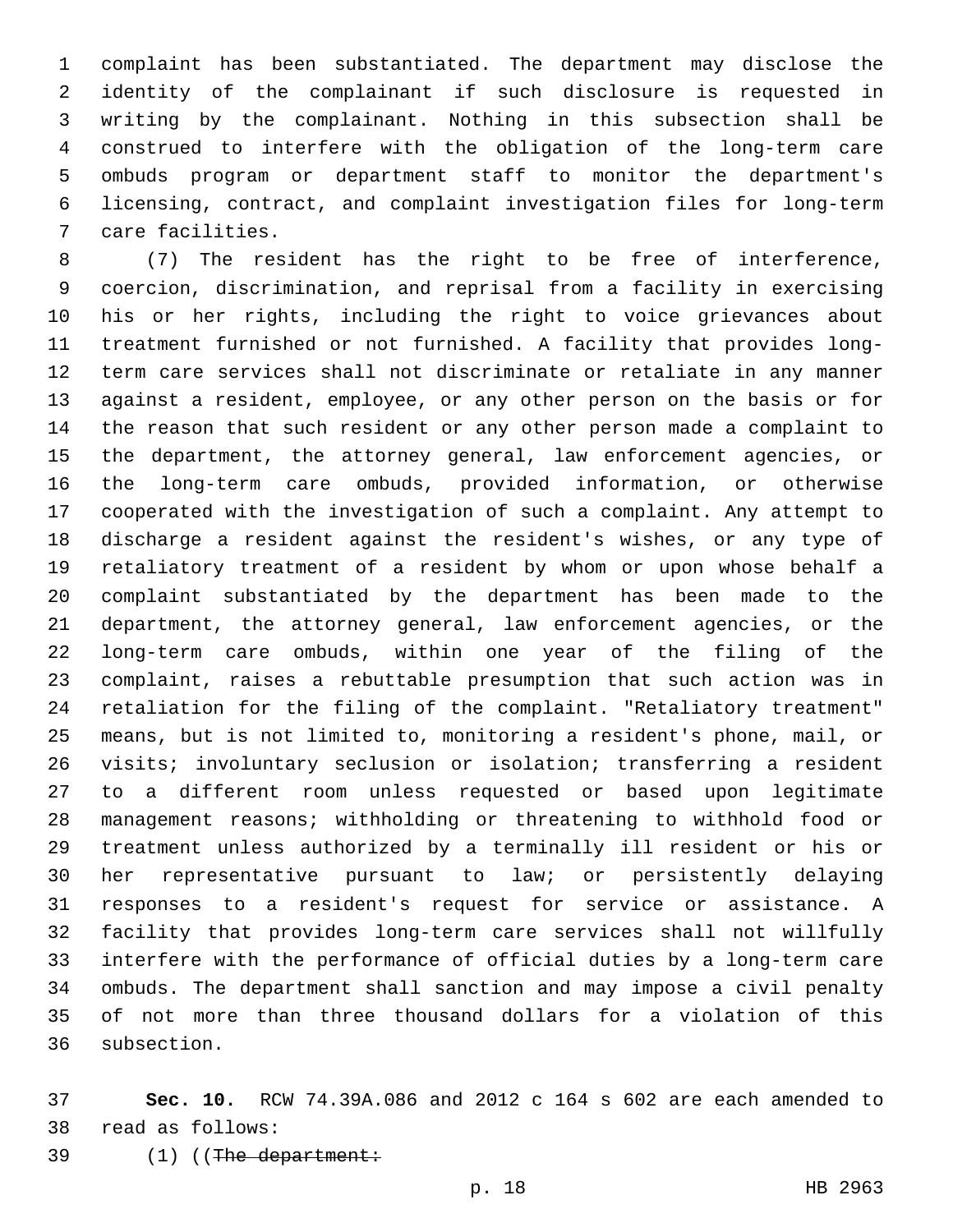complaint has been substantiated. The department may disclose the identity of the complainant if such disclosure is requested in writing by the complainant. Nothing in this subsection shall be construed to interfere with the obligation of the long-term care ombuds program or department staff to monitor the department's licensing, contract, and complaint investigation files for long-term care facilities.

(7) The resident has the right to be free of interference, coercion, discrimination, and reprisal from a facility in exercising his or her rights, including the right to voice grievances about treatment furnished or not furnished. A facility that provides long-term care services shall not discriminate or retaliate in any manner against a resident, employee, or any other person on the basis or for the reason that such resident or any other person made a complaint to the department, the attorney general, law enforcement agencies, or the long-term care ombuds, provided information, or otherwise cooperated with the investigation of such a complaint. Any attempt to discharge a resident against the resident's wishes, or any type of retaliatory treatment of a resident by whom or upon whose behalf a complaint substantiated by the department has been made to the department, the attorney general, law enforcement agencies, or the long-term care ombuds, within one year of the filing of the complaint, raises a rebuttable presumption that such action was in retaliation for the filing of the complaint. "Retaliatory treatment" means, but is not limited to, monitoring a resident's phone, mail, or visits; involuntary seclusion or isolation; transferring a resident to a different room unless requested or based upon legitimate management reasons; withholding or threatening to withhold food or treatment unless authorized by a terminally ill resident or his or her representative pursuant to law; or persistently delaying responses to a resident's request for service or assistance. A facility that provides long-term care services shall not willfully interfere with the performance of official duties by a long-term care ombuds. The department shall sanction and may impose a civil penalty of not more than three thousand dollars for a violation of this subsection.

**Sec. 10.** RCW 74.39A.086 and 2012 c 164 s 602 are each amended to read as follows:

(1) ((~~The department:~~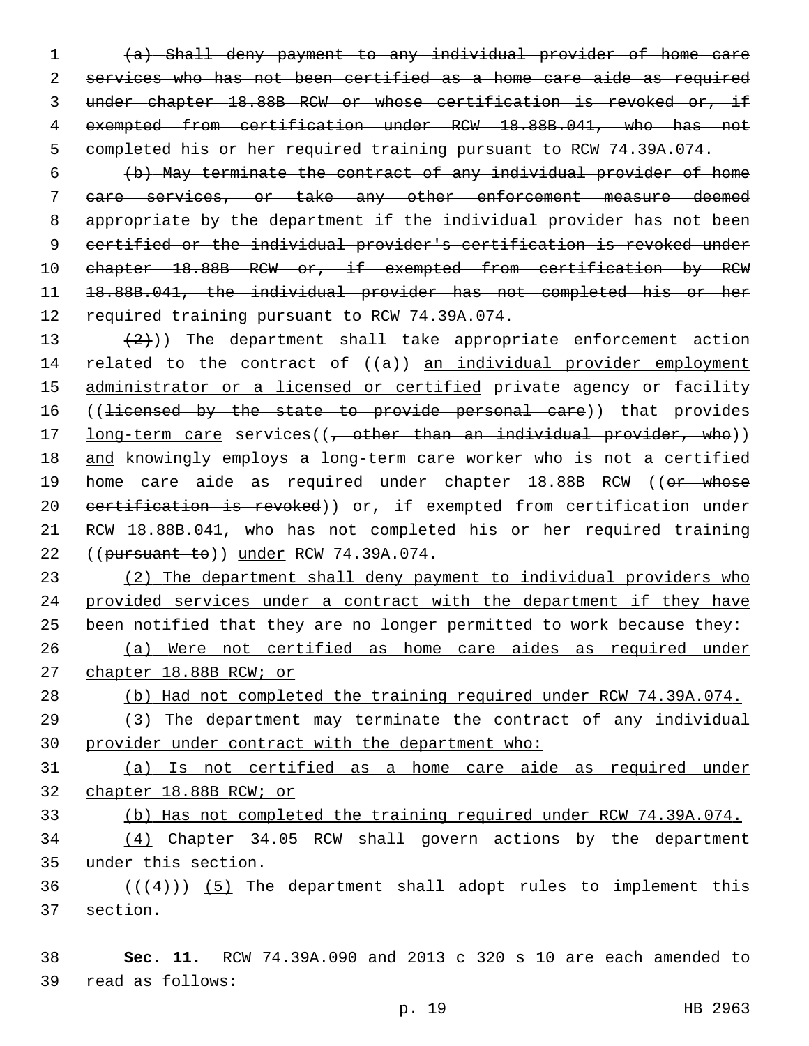~~(a) Shall deny payment to any individual provider of home care services who has not been certified as a home care aide as required under chapter 18.88B RCW or whose certification is revoked or, if exempted from certification under RCW 18.88B.041, who has not completed his or her required training pursuant to RCW 74.39A.074.~~

~~(b) May terminate the contract of any individual provider of home care services, or take any other enforcement measure deemed appropriate by the department if the individual provider has not been certified or the individual provider's certification is revoked under chapter 18.88B RCW or, if exempted from certification by RCW 18.88B.041, the individual provider has not completed his or her required training pursuant to RCW 74.39A.074.~~

~~(2)~~)) The department shall take appropriate enforcement action related to the contract of ((~~a~~)) <u>an individual provider employment administrator or a licensed or certified</u> private agency or facility ((~~licensed by the state to provide personal care~~)) <u>that provides long-term care</u> services((~~, other than an individual provider, who~~)) <u>and</u> knowingly employs a long-term care worker who is not a certified home care aide as required under chapter 18.88B RCW ((~~or whose certification is revoked~~)) or, if exempted from certification under RCW 18.88B.041, who has not completed his or her required training ((~~pursuant to~~)) <u>under</u> RCW 74.39A.074.

<u>(2) The department shall deny payment to individual providers who provided services under a contract with the department if they have been notified that they are no longer permitted to work because they:</u>

<u>(a) Were not certified as home care aides as required under chapter 18.88B RCW; or</u>

<u>(b) Had not completed the training required under RCW 74.39A.074.</u>

(3) <u>The department may terminate the contract of any individual provider under contract with the department who:</u>

<u>(a) Is not certified as a home care aide as required under chapter 18.88B RCW; or</u>

<u>(b) Has not completed the training required under RCW 74.39A.074.</u>

<u>(4)</u> Chapter 34.05 RCW shall govern actions by the department under this section.

((~~(4)~~)) <u>(5)</u> The department shall adopt rules to implement this section.

**Sec. 11.** RCW 74.39A.090 and 2013 c 320 s 10 are each amended to read as follows: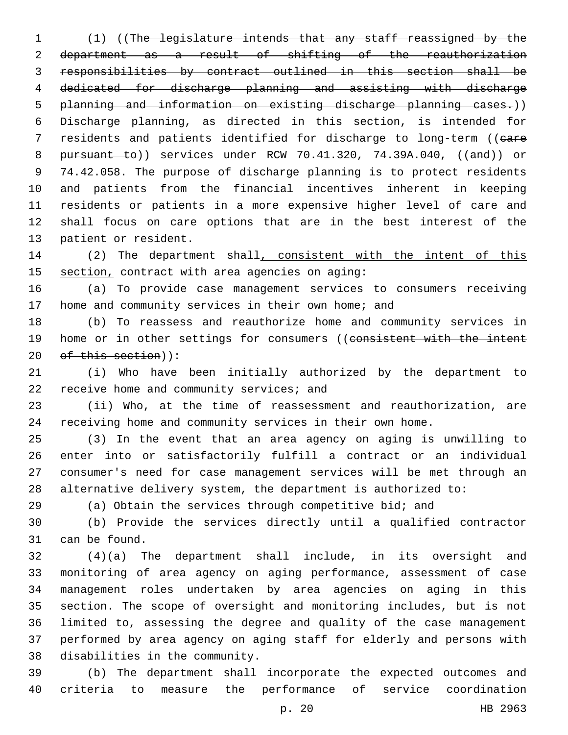(1) ((~~The legislature intends that any staff reassigned by the department as a result of shifting of the reauthorization responsibilities by contract outlined in this section shall be dedicated for discharge planning and assisting with discharge planning and information on existing discharge planning cases.~~)) Discharge planning, as directed in this section, is intended for residents and patients identified for discharge to long-term ((~~care pursuant to~~)) services under RCW 70.41.320, 74.39A.040, ((~~and~~)) or 74.42.058. The purpose of discharge planning is to protect residents and patients from the financial incentives inherent in keeping residents or patients in a more expensive higher level of care and shall focus on care options that are in the best interest of the patient or resident.

(2) The department shall, consistent with the intent of this section, contract with area agencies on aging:

(a) To provide case management services to consumers receiving home and community services in their own home; and

(b) To reassess and reauthorize home and community services in home or in other settings for consumers ((~~consistent with the intent of this section~~)):

(i) Who have been initially authorized by the department to receive home and community services; and

(ii) Who, at the time of reassessment and reauthorization, are receiving home and community services in their own home.

(3) In the event that an area agency on aging is unwilling to enter into or satisfactorily fulfill a contract or an individual consumer's need for case management services will be met through an alternative delivery system, the department is authorized to:

(a) Obtain the services through competitive bid; and

(b) Provide the services directly until a qualified contractor can be found.

(4)(a) The department shall include, in its oversight and monitoring of area agency on aging performance, assessment of case management roles undertaken by area agencies on aging in this section. The scope of oversight and monitoring includes, but is not limited to, assessing the degree and quality of the case management performed by area agency on aging staff for elderly and persons with disabilities in the community.

(b) The department shall incorporate the expected outcomes and criteria to measure the performance of service coordination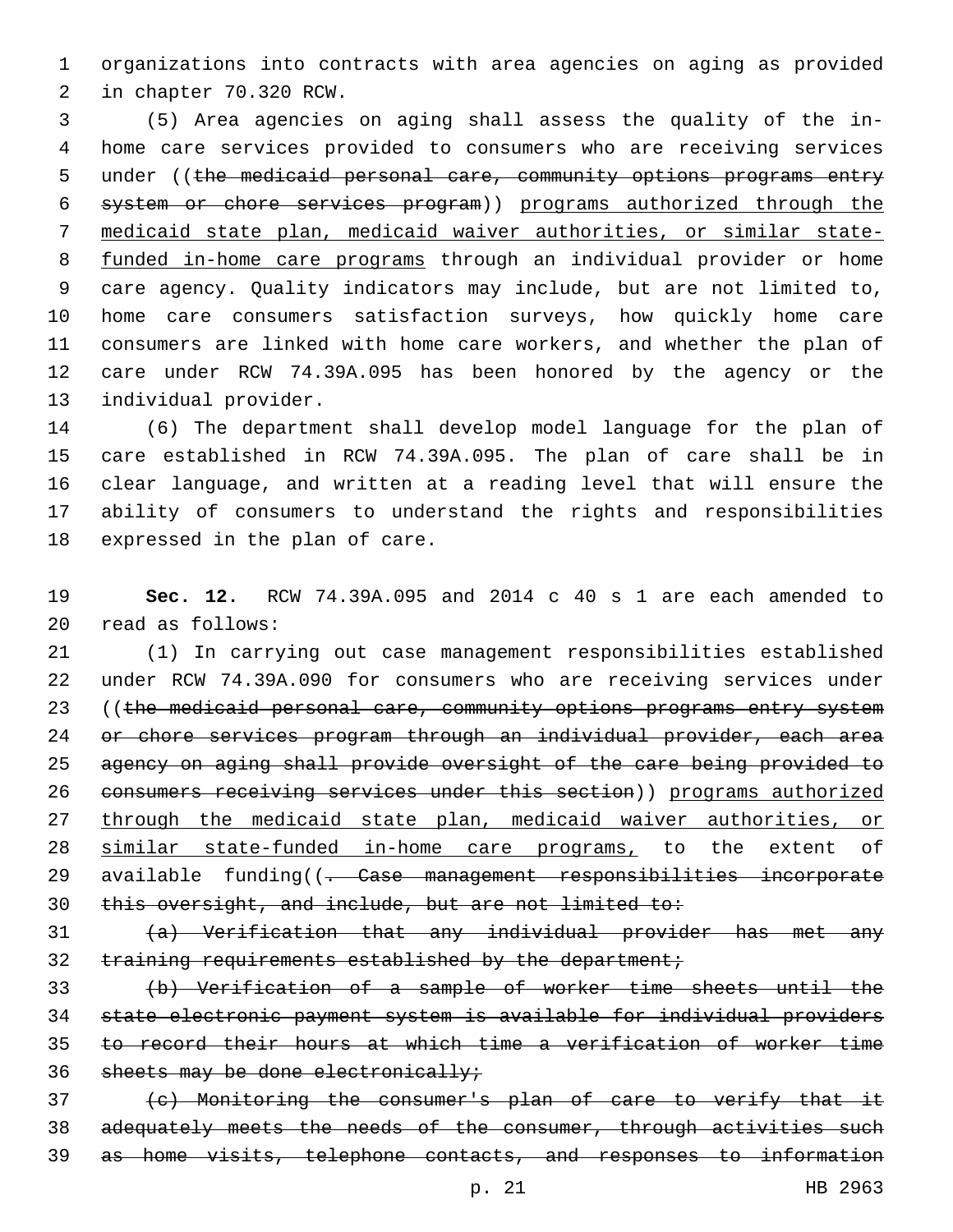organizations into contracts with area agencies on aging as provided in chapter 70.320 RCW.

(5) Area agencies on aging shall assess the quality of the in-home care services provided to consumers who are receiving services under ((~~the medicaid personal care, community options programs entry system or chore services program~~)) <u>programs authorized through the medicaid state plan, medicaid waiver authorities, or similar state-funded in-home care programs</u> through an individual provider or home care agency. Quality indicators may include, but are not limited to, home care consumers satisfaction surveys, how quickly home care consumers are linked with home care workers, and whether the plan of care under RCW 74.39A.095 has been honored by the agency or the individual provider.

(6) The department shall develop model language for the plan of care established in RCW 74.39A.095. The plan of care shall be in clear language, and written at a reading level that will ensure the ability of consumers to understand the rights and responsibilities expressed in the plan of care.

**Sec. 12.** RCW 74.39A.095 and 2014 c 40 s 1 are each amended to read as follows:

(1) In carrying out case management responsibilities established under RCW 74.39A.090 for consumers who are receiving services under ((~~the medicaid personal care, community options programs entry system or chore services program through an individual provider, each area agency on aging shall provide oversight of the care being provided to consumers receiving services under this section~~)) <u>programs authorized through the medicaid state plan, medicaid waiver authorities, or similar state-funded in-home care programs,</u> to the extent of available funding((~~. Case management responsibilities incorporate this oversight, and include, but are not limited to:~~

~~(a) Verification that any individual provider has met any training requirements established by the department;~~

~~(b) Verification of a sample of worker time sheets until the state electronic payment system is available for individual providers to record their hours at which time a verification of worker time sheets may be done electronically;~~

~~(c) Monitoring the consumer's plan of care to verify that it adequately meets the needs of the consumer, through activities such as home visits, telephone contacts, and responses to information~~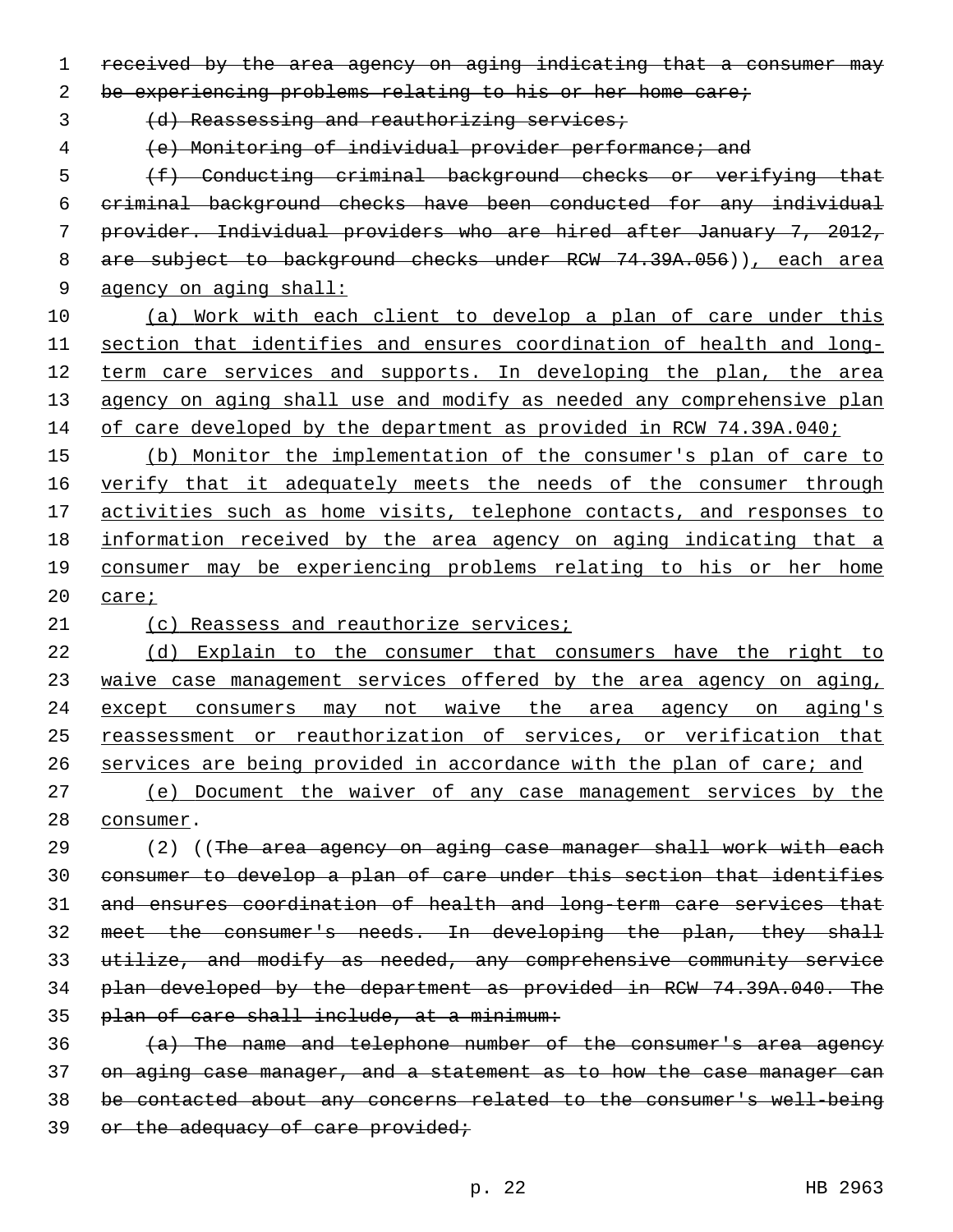~~received by the area agency on aging indicating that a consumer may be experiencing problems relating to his or her home care;~~

~~(d) Reassessing and reauthorizing services;~~

~~(e) Monitoring of individual provider performance; and~~

~~(f) Conducting criminal background checks or verifying that criminal background checks have been conducted for any individual provider. Individual providers who are hired after January 7, 2012, are subject to background checks under RCW 74.39A.056~~)), each area agency on aging shall:

(a) Work with each client to develop a plan of care under this section that identifies and ensures coordination of health and long-term care services and supports. In developing the plan, the area agency on aging shall use and modify as needed any comprehensive plan of care developed by the department as provided in RCW 74.39A.040;

(b) Monitor the implementation of the consumer's plan of care to verify that it adequately meets the needs of the consumer through activities such as home visits, telephone contacts, and responses to information received by the area agency on aging indicating that a consumer may be experiencing problems relating to his or her home care;

(c) Reassess and reauthorize services;

(d) Explain to the consumer that consumers have the right to waive case management services offered by the area agency on aging, except consumers may not waive the area agency on aging's reassessment or reauthorization of services, or verification that services are being provided in accordance with the plan of care; and

(e) Document the waiver of any case management services by the consumer.

(2) ((~~The area agency on aging case manager shall work with each consumer to develop a plan of care under this section that identifies and ensures coordination of health and long-term care services that meet the consumer's needs. In developing the plan, they shall utilize, and modify as needed, any comprehensive community service plan developed by the department as provided in RCW 74.39A.040. The plan of care shall include, at a minimum:~~

~~(a) The name and telephone number of the consumer's area agency on aging case manager, and a statement as to how the case manager can be contacted about any concerns related to the consumer's well-being or the adequacy of care provided;~~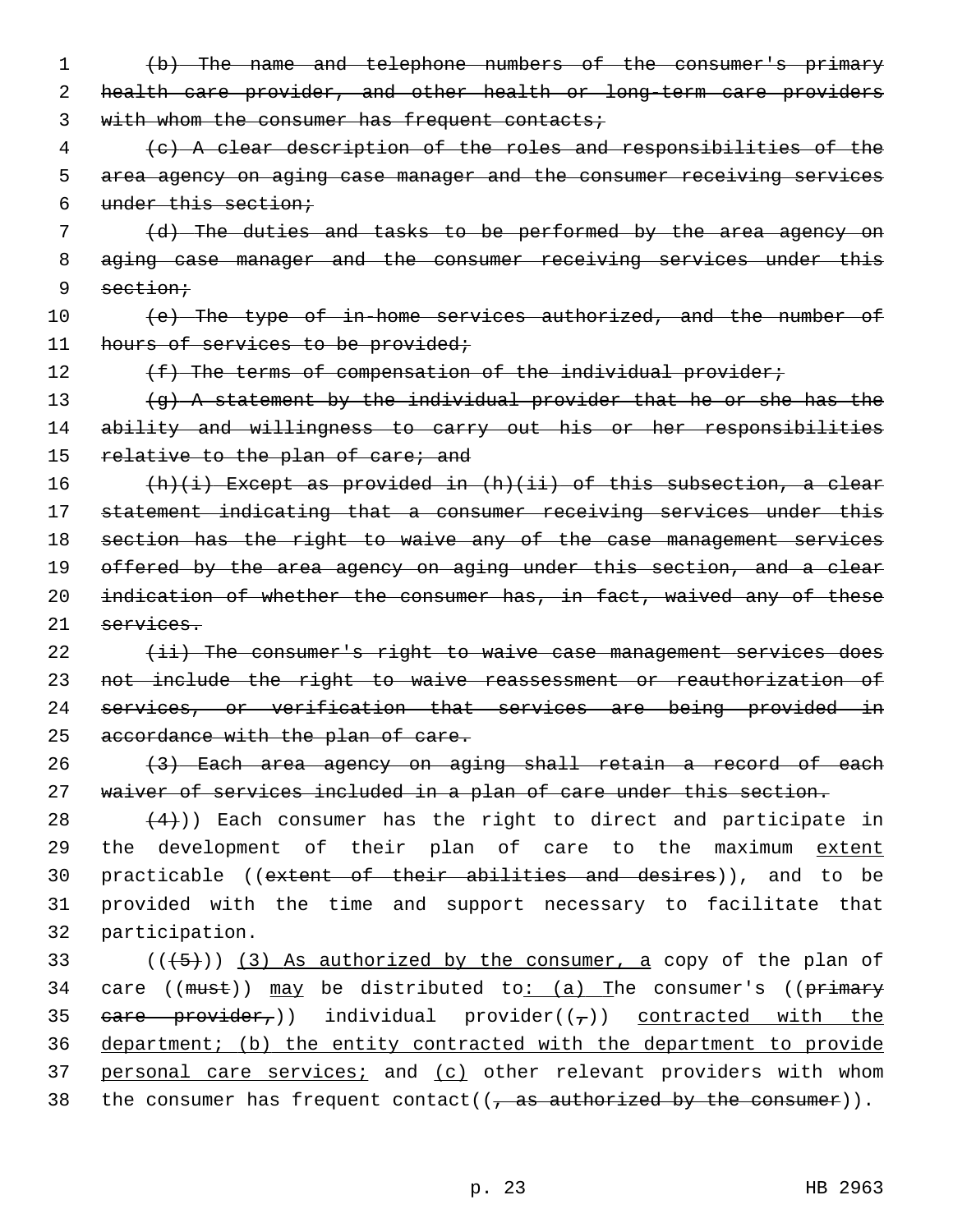(b) The name and telephone numbers of the consumer's primary health care provider, and other health or long-term care providers with whom the consumer has frequent contacts;

(c) A clear description of the roles and responsibilities of the area agency on aging case manager and the consumer receiving services under this section;

(d) The duties and tasks to be performed by the area agency on aging case manager and the consumer receiving services under this section;

(e) The type of in-home services authorized, and the number of hours of services to be provided;

(f) The terms of compensation of the individual provider;

(g) A statement by the individual provider that he or she has the ability and willingness to carry out his or her responsibilities relative to the plan of care; and

(h)(i) Except as provided in (h)(ii) of this subsection, a clear statement indicating that a consumer receiving services under this section has the right to waive any of the case management services offered by the area agency on aging under this section, and a clear indication of whether the consumer has, in fact, waived any of these services.

(ii) The consumer's right to waive case management services does not include the right to waive reassessment or reauthorization of services, or verification that services are being provided in accordance with the plan of care.

(3) Each area agency on aging shall retain a record of each waiver of services included in a plan of care under this section.

(4))) Each consumer has the right to direct and participate in the development of their plan of care to the maximum extent practicable ((extent of their abilities and desires)), and to be provided with the time and support necessary to facilitate that participation.

(((5))) (3) As authorized by the consumer, a copy of the plan of care ((must)) may be distributed to: (a) The consumer's ((primary care provider,)) individual provider((,)) contracted with the department; (b) the entity contracted with the department to provide personal care services; and (c) other relevant providers with whom the consumer has frequent contact((, as authorized by the consumer)).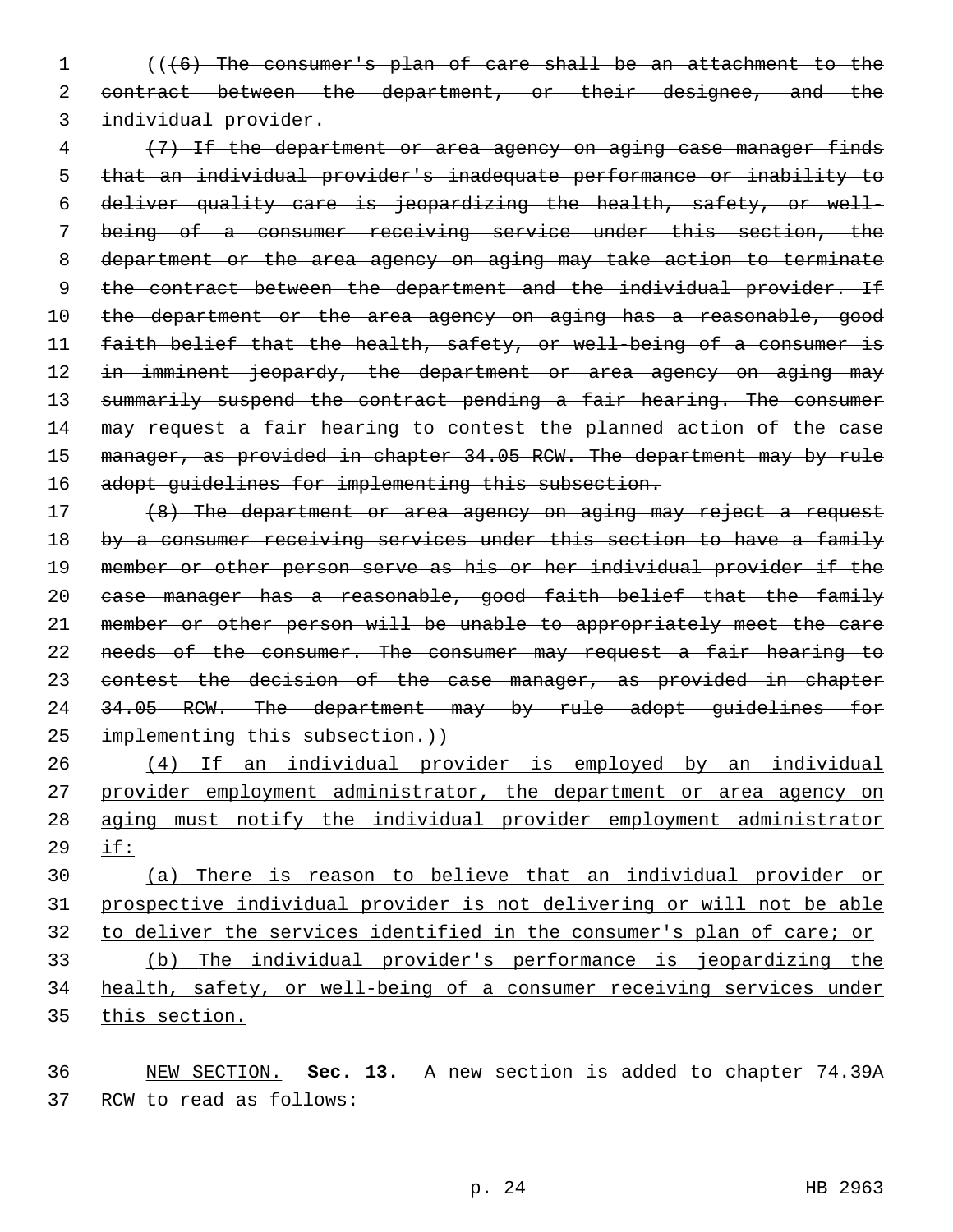((~~(6) The consumer's plan of care shall be an attachment to the contract between the department, or their designee, and the individual provider.~~

~~(7) If the department or area agency on aging case manager finds that an individual provider's inadequate performance or inability to deliver quality care is jeopardizing the health, safety, or well-being of a consumer receiving service under this section, the department or the area agency on aging may take action to terminate the contract between the department and the individual provider. If the department or the area agency on aging has a reasonable, good faith belief that the health, safety, or well-being of a consumer is in imminent jeopardy, the department or area agency on aging may summarily suspend the contract pending a fair hearing. The consumer may request a fair hearing to contest the planned action of the case manager, as provided in chapter 34.05 RCW. The department may by rule adopt guidelines for implementing this subsection.~~

~~(8) The department or area agency on aging may reject a request by a consumer receiving services under this section to have a family member or other person serve as his or her individual provider if the case manager has a reasonable, good faith belief that the family member or other person will be unable to appropriately meet the care needs of the consumer. The consumer may request a fair hearing to contest the decision of the case manager, as provided in chapter 34.05 RCW. The department may by rule adopt guidelines for implementing this subsection.~~))

<u>(4) If an individual provider is employed by an individual provider employment administrator, the department or area agency on aging must notify the individual provider employment administrator if:</u>

<u>(a) There is reason to believe that an individual provider or prospective individual provider is not delivering or will not be able to deliver the services identified in the consumer's plan of care; or</u>

<u>(b) The individual provider's performance is jeopardizing the health, safety, or well-being of a consumer receiving services under this section.</u>

<u>NEW SECTION.</u> **Sec. 13.** A new section is added to chapter 74.39A RCW to read as follows: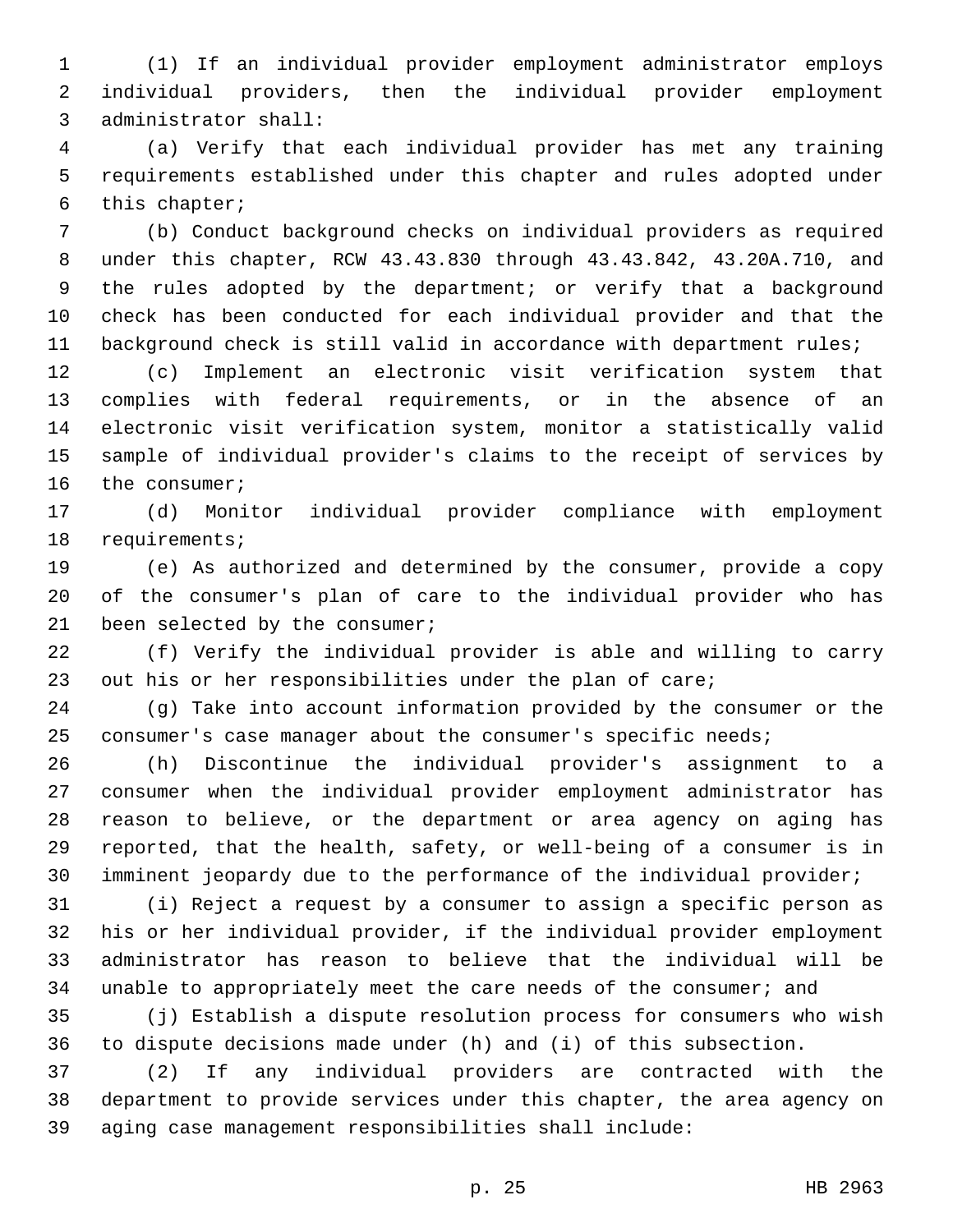(1) If an individual provider employment administrator employs individual providers, then the individual provider employment administrator shall:

(a) Verify that each individual provider has met any training requirements established under this chapter and rules adopted under this chapter;

(b) Conduct background checks on individual providers as required under this chapter, RCW 43.43.830 through 43.43.842, 43.20A.710, and the rules adopted by the department; or verify that a background check has been conducted for each individual provider and that the background check is still valid in accordance with department rules;

(c) Implement an electronic visit verification system that complies with federal requirements, or in the absence of an electronic visit verification system, monitor a statistically valid sample of individual provider's claims to the receipt of services by the consumer;

(d) Monitor individual provider compliance with employment requirements;

(e) As authorized and determined by the consumer, provide a copy of the consumer's plan of care to the individual provider who has been selected by the consumer;

(f) Verify the individual provider is able and willing to carry out his or her responsibilities under the plan of care;

(g) Take into account information provided by the consumer or the consumer's case manager about the consumer's specific needs;

(h) Discontinue the individual provider's assignment to a consumer when the individual provider employment administrator has reason to believe, or the department or area agency on aging has reported, that the health, safety, or well-being of a consumer is in imminent jeopardy due to the performance of the individual provider;

(i) Reject a request by a consumer to assign a specific person as his or her individual provider, if the individual provider employment administrator has reason to believe that the individual will be unable to appropriately meet the care needs of the consumer; and

(j) Establish a dispute resolution process for consumers who wish to dispute decisions made under (h) and (i) of this subsection.

(2) If any individual providers are contracted with the department to provide services under this chapter, the area agency on aging case management responsibilities shall include: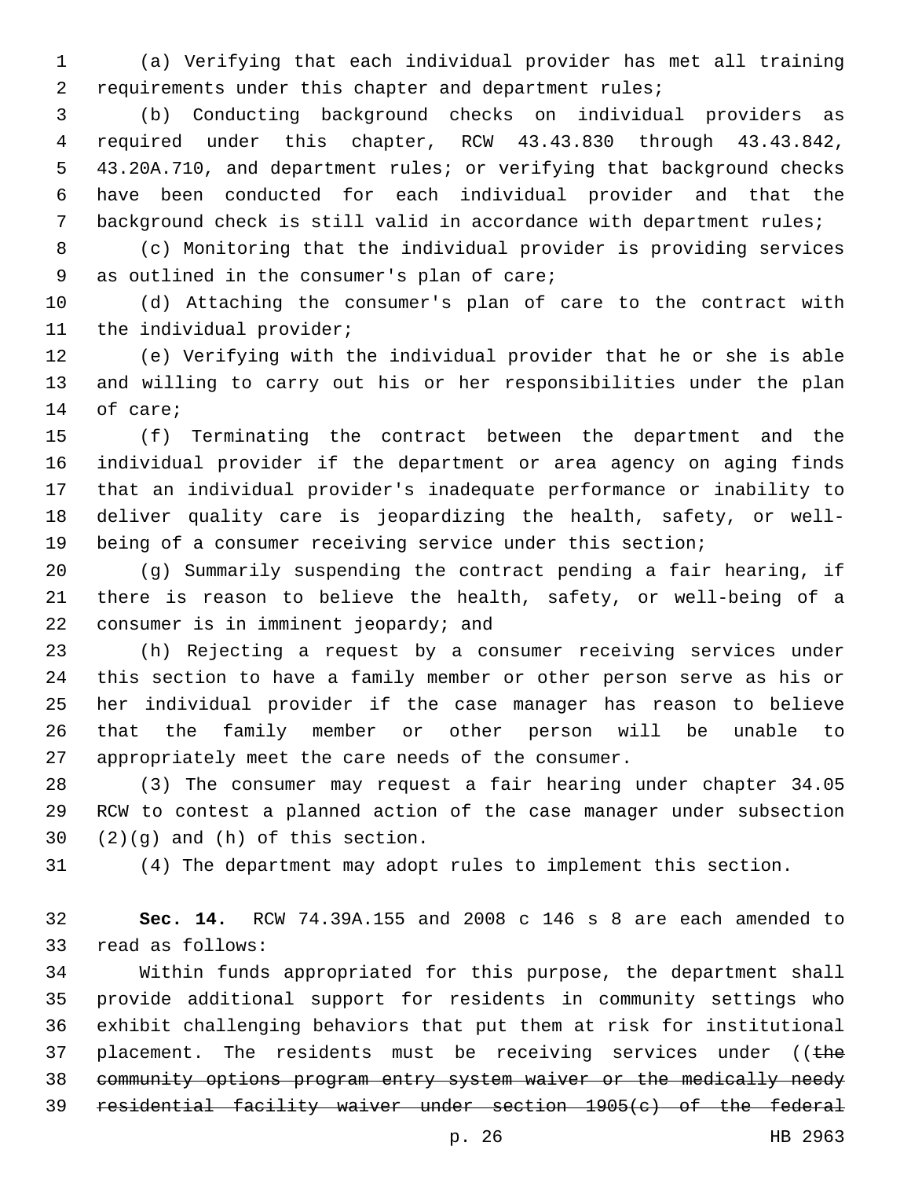(a) Verifying that each individual provider has met all training requirements under this chapter and department rules;

(b) Conducting background checks on individual providers as required under this chapter, RCW 43.43.830 through 43.43.842, 43.20A.710, and department rules; or verifying that background checks have been conducted for each individual provider and that the background check is still valid in accordance with department rules;

(c) Monitoring that the individual provider is providing services as outlined in the consumer's plan of care;

(d) Attaching the consumer's plan of care to the contract with the individual provider;

(e) Verifying with the individual provider that he or she is able and willing to carry out his or her responsibilities under the plan of care;

(f) Terminating the contract between the department and the individual provider if the department or area agency on aging finds that an individual provider's inadequate performance or inability to deliver quality care is jeopardizing the health, safety, or well-being of a consumer receiving service under this section;

(g) Summarily suspending the contract pending a fair hearing, if there is reason to believe the health, safety, or well-being of a consumer is in imminent jeopardy; and

(h) Rejecting a request by a consumer receiving services under this section to have a family member or other person serve as his or her individual provider if the case manager has reason to believe that the family member or other person will be unable to appropriately meet the care needs of the consumer.

(3) The consumer may request a fair hearing under chapter 34.05 RCW to contest a planned action of the case manager under subsection (2)(g) and (h) of this section.

(4) The department may adopt rules to implement this section.

**Sec. 14.** RCW 74.39A.155 and 2008 c 146 s 8 are each amended to read as follows:

Within funds appropriated for this purpose, the department shall provide additional support for residents in community settings who exhibit challenging behaviors that put them at risk for institutional placement. The residents must be receiving services under ((~~the community options program entry system waiver or the medically needy residential facility waiver under section 1905(c) of the federal~~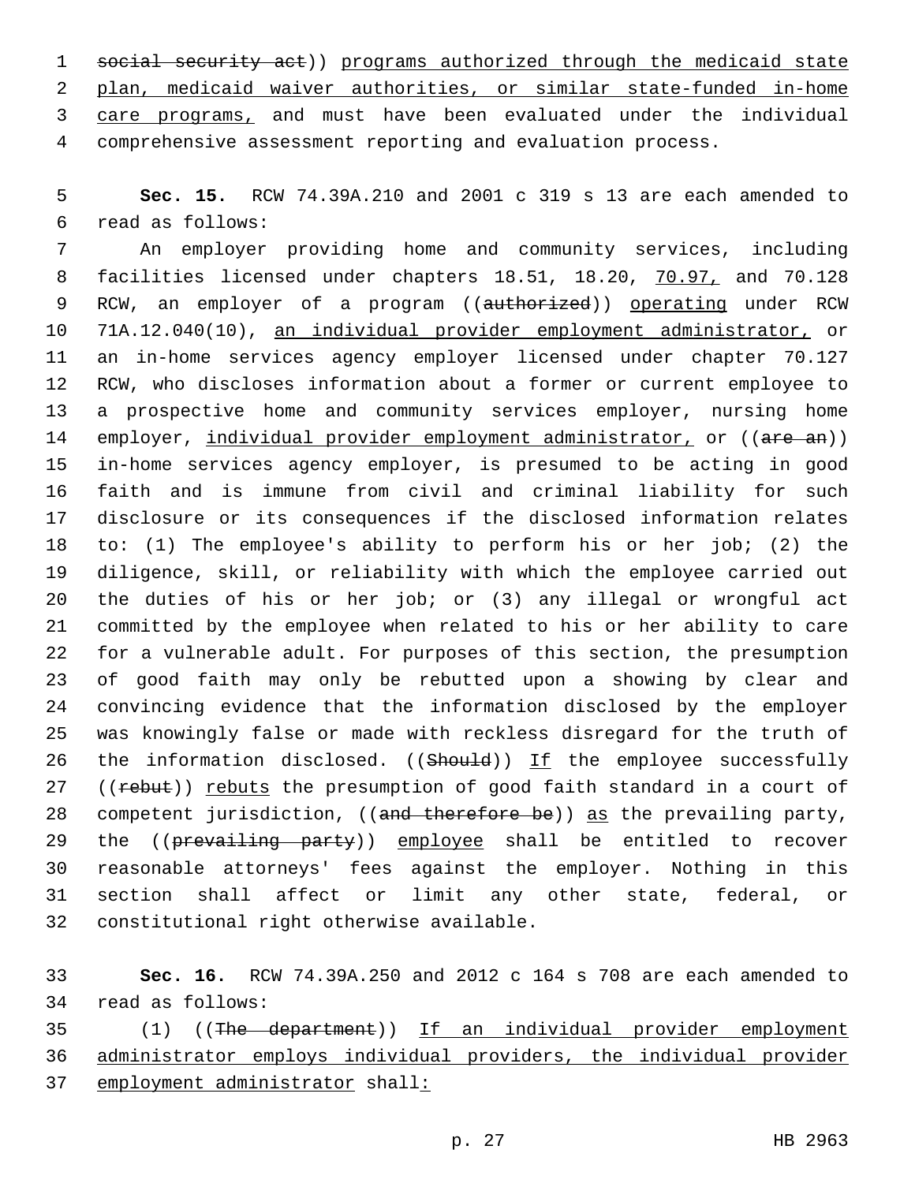~~social security act~~)) programs authorized through the medicaid state plan, medicaid waiver authorities, or similar state-funded in-home care programs, and must have been evaluated under the individual comprehensive assessment reporting and evaluation process.

**Sec. 15.** RCW 74.39A.210 and 2001 c 319 s 13 are each amended to read as follows:

An employer providing home and community services, including facilities licensed under chapters 18.51, 18.20, 70.97, and 70.128 RCW, an employer of a program ((~~authorized~~)) operating under RCW 71A.12.040(10), an individual provider employment administrator, or an in-home services agency employer licensed under chapter 70.127 RCW, who discloses information about a former or current employee to a prospective home and community services employer, nursing home employer, individual provider employment administrator, or ((~~are an~~)) in-home services agency employer, is presumed to be acting in good faith and is immune from civil and criminal liability for such disclosure or its consequences if the disclosed information relates to: (1) The employee's ability to perform his or her job; (2) the diligence, skill, or reliability with which the employee carried out the duties of his or her job; or (3) any illegal or wrongful act committed by the employee when related to his or her ability to care for a vulnerable adult. For purposes of this section, the presumption of good faith may only be rebutted upon a showing by clear and convincing evidence that the information disclosed by the employer was knowingly false or made with reckless disregard for the truth of the information disclosed. ((~~Should~~)) If the employee successfully ((~~rebut~~)) rebuts the presumption of good faith standard in a court of competent jurisdiction, ((~~and therefore be~~)) as the prevailing party, the ((~~prevailing party~~)) employee shall be entitled to recover reasonable attorneys' fees against the employer. Nothing in this section shall affect or limit any other state, federal, or constitutional right otherwise available.

**Sec. 16.** RCW 74.39A.250 and 2012 c 164 s 708 are each amended to read as follows:

(1) ((~~The department~~)) If an individual provider employment administrator employs individual providers, the individual provider employment administrator shall: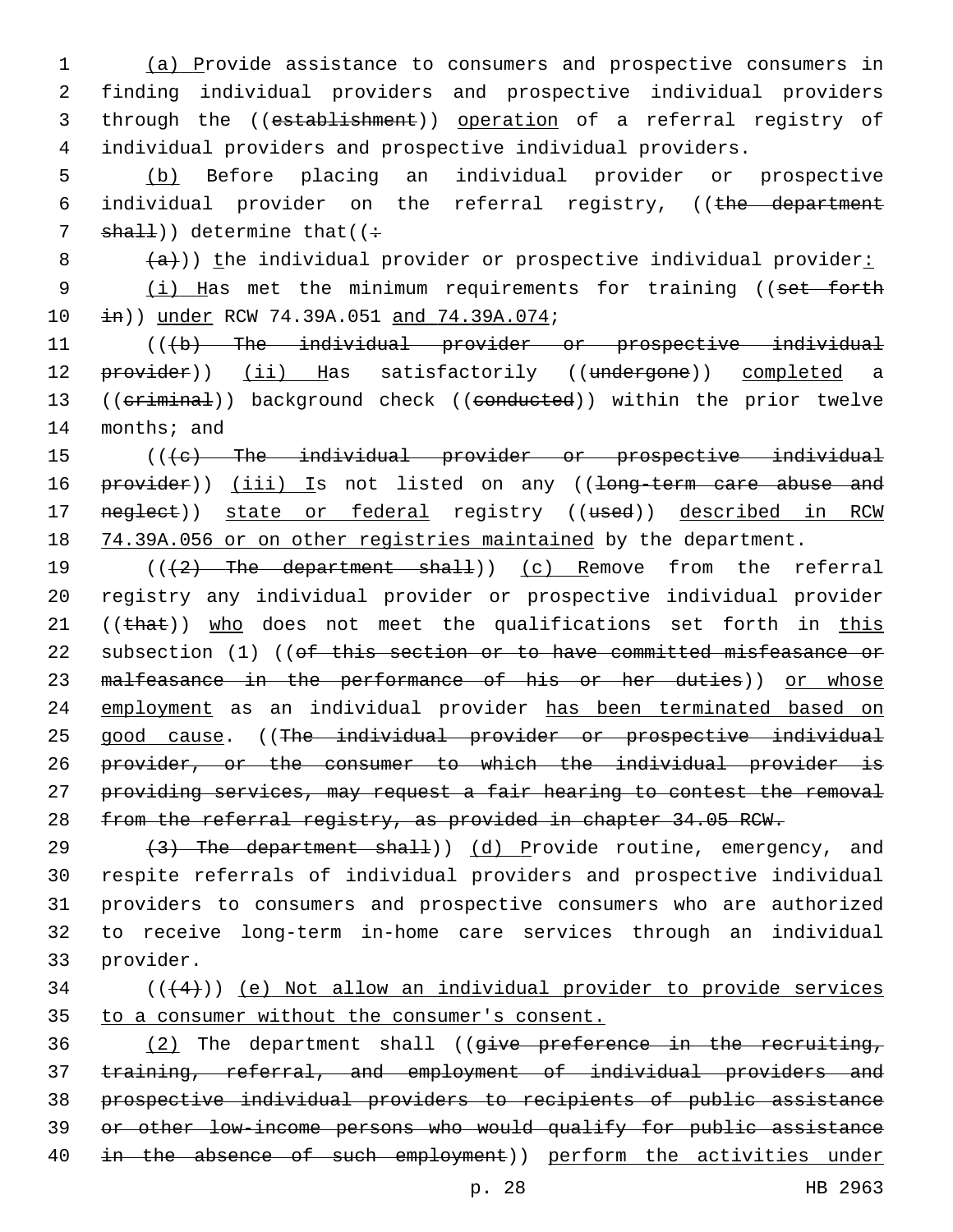(a) Provide assistance to consumers and prospective consumers in finding individual providers and prospective individual providers through the ((~~establishment~~)) operation of a referral registry of individual providers and prospective individual providers.

(b) Before placing an individual provider or prospective individual provider on the referral registry, ((~~the department shall~~)) determine that((~~:~~

~~(a)~~)) the individual provider or prospective individual provider:

(i) Has met the minimum requirements for training ((~~set forth in~~)) under RCW 74.39A.051 and 74.39A.074;

((~~(b) The individual provider or prospective individual provider~~)) (ii) Has satisfactorily ((~~undergone~~)) completed a ((~~criminal~~)) background check ((~~conducted~~)) within the prior twelve months; and

((~~(c) The individual provider or prospective individual provider~~)) (iii) Is not listed on any ((~~long-term care abuse and neglect~~)) state or federal registry ((~~used~~)) described in RCW 74.39A.056 or on other registries maintained by the department.

((~~(2) The department shall~~)) (c) Remove from the referral registry any individual provider or prospective individual provider ((~~that~~)) who does not meet the qualifications set forth in this subsection (1) ((~~of this section or to have committed misfeasance or malfeasance in the performance of his or her duties~~)) or whose employment as an individual provider has been terminated based on good cause. ((~~The individual provider or prospective individual provider, or the consumer to which the individual provider is providing services, may request a fair hearing to contest the removal from the referral registry, as provided in chapter 34.05 RCW.~~

~~(3) The department shall~~)) (d) Provide routine, emergency, and respite referrals of individual providers and prospective individual providers to consumers and prospective consumers who are authorized to receive long-term in-home care services through an individual provider.

((~~(4)~~)) (e) Not allow an individual provider to provide services to a consumer without the consumer's consent.

(2) The department shall ((~~give preference in the recruiting, training, referral, and employment of individual providers and prospective individual providers to recipients of public assistance or other low-income persons who would qualify for public assistance in the absence of such employment~~)) perform the activities under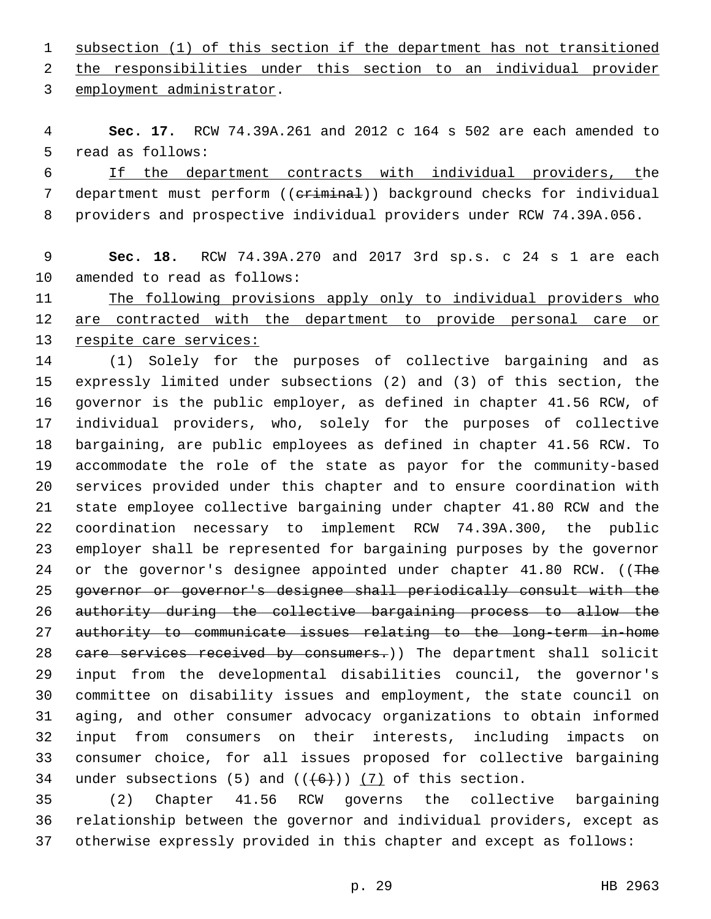subsection (1) of this section if the department has not transitioned the responsibilities under this section to an individual provider employment administrator.

**Sec. 17.** RCW 74.39A.261 and 2012 c 164 s 502 are each amended to read as follows:

If the department contracts with individual providers, the department must perform ((criminal)) background checks for individual providers and prospective individual providers under RCW 74.39A.056.

**Sec. 18.** RCW 74.39A.270 and 2017 3rd sp.s. c 24 s 1 are each amended to read as follows:

The following provisions apply only to individual providers who are contracted with the department to provide personal care or respite care services:

(1) Solely for the purposes of collective bargaining and as expressly limited under subsections (2) and (3) of this section, the governor is the public employer, as defined in chapter 41.56 RCW, of individual providers, who, solely for the purposes of collective bargaining, are public employees as defined in chapter 41.56 RCW. To accommodate the role of the state as payor for the community-based services provided under this chapter and to ensure coordination with state employee collective bargaining under chapter 41.80 RCW and the coordination necessary to implement RCW 74.39A.300, the public employer shall be represented for bargaining purposes by the governor or the governor's designee appointed under chapter 41.80 RCW. ((The governor or governor's designee shall periodically consult with the authority during the collective bargaining process to allow the authority to communicate issues relating to the long-term in-home care services received by consumers.)) The department shall solicit input from the developmental disabilities council, the governor's committee on disability issues and employment, the state council on aging, and other consumer advocacy organizations to obtain informed input from consumers on their interests, including impacts on consumer choice, for all issues proposed for collective bargaining under subsections (5) and (((6))) (7) of this section.

(2) Chapter 41.56 RCW governs the collective bargaining relationship between the governor and individual providers, except as otherwise expressly provided in this chapter and except as follows: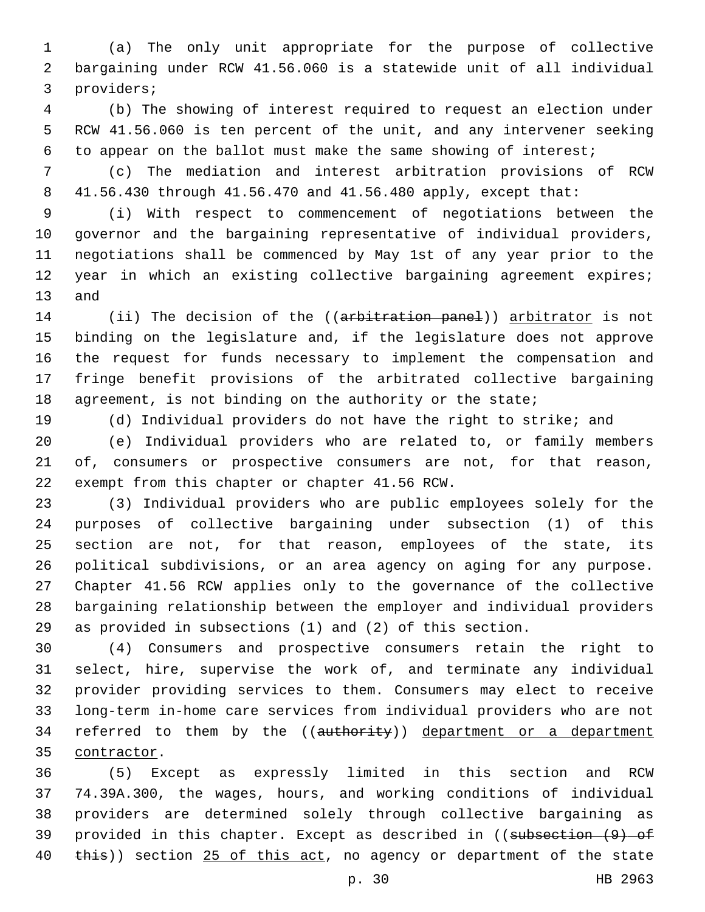(a) The only unit appropriate for the purpose of collective bargaining under RCW 41.56.060 is a statewide unit of all individual providers;

(b) The showing of interest required to request an election under RCW 41.56.060 is ten percent of the unit, and any intervener seeking to appear on the ballot must make the same showing of interest;

(c) The mediation and interest arbitration provisions of RCW 41.56.430 through 41.56.470 and 41.56.480 apply, except that:

(i) With respect to commencement of negotiations between the governor and the bargaining representative of individual providers, negotiations shall be commenced by May 1st of any year prior to the year in which an existing collective bargaining agreement expires; and

(ii) The decision of the ((~~arbitration panel~~)) <u>arbitrator</u> is not binding on the legislature and, if the legislature does not approve the request for funds necessary to implement the compensation and fringe benefit provisions of the arbitrated collective bargaining agreement, is not binding on the authority or the state;

(d) Individual providers do not have the right to strike; and

(e) Individual providers who are related to, or family members of, consumers or prospective consumers are not, for that reason, exempt from this chapter or chapter 41.56 RCW.

(3) Individual providers who are public employees solely for the purposes of collective bargaining under subsection (1) of this section are not, for that reason, employees of the state, its political subdivisions, or an area agency on aging for any purpose. Chapter 41.56 RCW applies only to the governance of the collective bargaining relationship between the employer and individual providers as provided in subsections (1) and (2) of this section.

(4) Consumers and prospective consumers retain the right to select, hire, supervise the work of, and terminate any individual provider providing services to them. Consumers may elect to receive long-term in-home care services from individual providers who are not referred to them by the ((~~authority~~)) <u>department or a department contractor</u>.

(5) Except as expressly limited in this section and RCW 74.39A.300, the wages, hours, and working conditions of individual providers are determined solely through collective bargaining as provided in this chapter. Except as described in ((~~subsection (9) of this~~)) section <u>25 of this act</u>, no agency or department of the state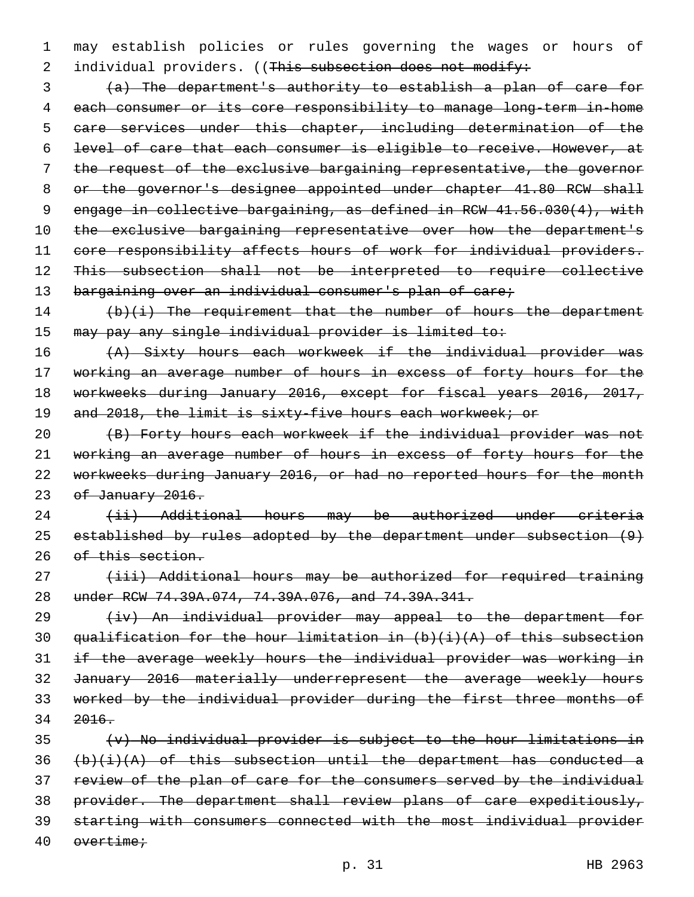may establish policies or rules governing the wages or hours of individual providers. ((~~This subsection does not modify:~~

~~(a) The department's authority to establish a plan of care for each consumer or its core responsibility to manage long-term in-home care services under this chapter, including determination of the level of care that each consumer is eligible to receive. However, at the request of the exclusive bargaining representative, the governor or the governor's designee appointed under chapter 41.80 RCW shall engage in collective bargaining, as defined in RCW 41.56.030(4), with the exclusive bargaining representative over how the department's core responsibility affects hours of work for individual providers. This subsection shall not be interpreted to require collective bargaining over an individual consumer's plan of care;~~

~~(b)(i) The requirement that the number of hours the department may pay any single individual provider is limited to:~~

~~(A) Sixty hours each workweek if the individual provider was working an average number of hours in excess of forty hours for the workweeks during January 2016, except for fiscal years 2016, 2017, and 2018, the limit is sixty-five hours each workweek; or~~

~~(B) Forty hours each workweek if the individual provider was not working an average number of hours in excess of forty hours for the workweeks during January 2016, or had no reported hours for the month of January 2016.~~

~~(ii) Additional hours may be authorized under criteria established by rules adopted by the department under subsection (9) of this section.~~

~~(iii) Additional hours may be authorized for required training under RCW 74.39A.074, 74.39A.076, and 74.39A.341.~~

~~(iv) An individual provider may appeal to the department for qualification for the hour limitation in (b)(i)(A) of this subsection if the average weekly hours the individual provider was working in January 2016 materially underrepresent the average weekly hours worked by the individual provider during the first three months of 2016.~~

~~(v) No individual provider is subject to the hour limitations in (b)(i)(A) of this subsection until the department has conducted a review of the plan of care for the consumers served by the individual provider. The department shall review plans of care expeditiously, starting with consumers connected with the most individual provider overtime;~~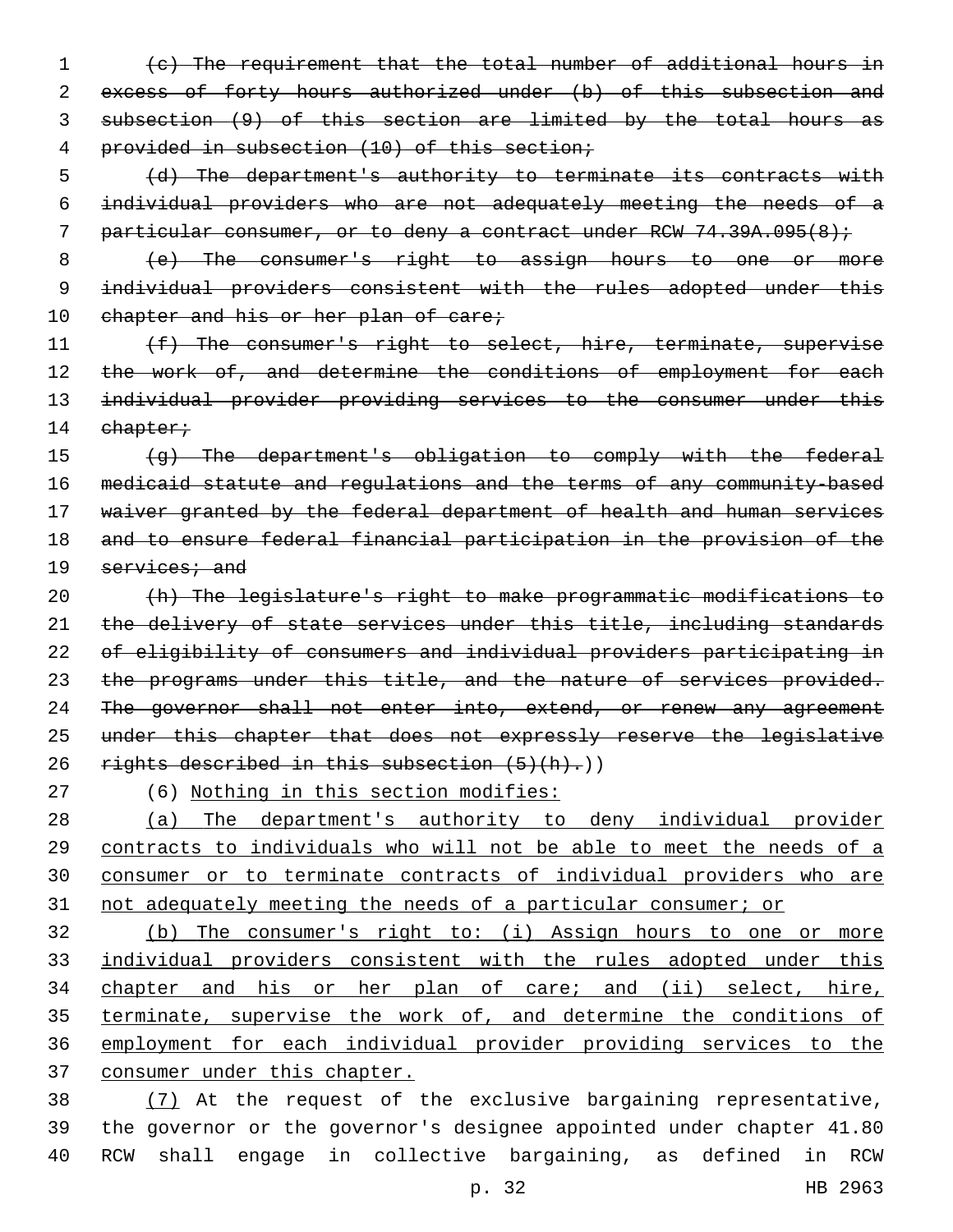~~(c) The requirement that the total number of additional hours in excess of forty hours authorized under (b) of this subsection and subsection (9) of this section are limited by the total hours as provided in subsection (10) of this section;~~

~~(d) The department's authority to terminate its contracts with individual providers who are not adequately meeting the needs of a particular consumer, or to deny a contract under RCW 74.39A.095(8);~~

~~(e) The consumer's right to assign hours to one or more individual providers consistent with the rules adopted under this chapter and his or her plan of care;~~

~~(f) The consumer's right to select, hire, terminate, supervise the work of, and determine the conditions of employment for each individual provider providing services to the consumer under this chapter;~~

~~(g) The department's obligation to comply with the federal medicaid statute and regulations and the terms of any community-based waiver granted by the federal department of health and human services and to ensure federal financial participation in the provision of the services; and~~

~~(h) The legislature's right to make programmatic modifications to the delivery of state services under this title, including standards of eligibility of consumers and individual providers participating in the programs under this title, and the nature of services provided. The governor shall not enter into, extend, or renew any agreement under this chapter that does not expressly reserve the legislative rights described in this subsection (5)(h).~~))

(6) <u>Nothing in this section modifies:</u>

<u>(a) The department's authority to deny individual provider contracts to individuals who will not be able to meet the needs of a consumer or to terminate contracts of individual providers who are not adequately meeting the needs of a particular consumer; or</u>

<u>(b) The consumer's right to: (i) Assign hours to one or more individual providers consistent with the rules adopted under this chapter and his or her plan of care; and (ii) select, hire, terminate, supervise the work of, and determine the conditions of employment for each individual provider providing services to the consumer under this chapter.</u>

<u>(7)</u> At the request of the exclusive bargaining representative, the governor or the governor's designee appointed under chapter 41.80 RCW shall engage in collective bargaining, as defined in RCW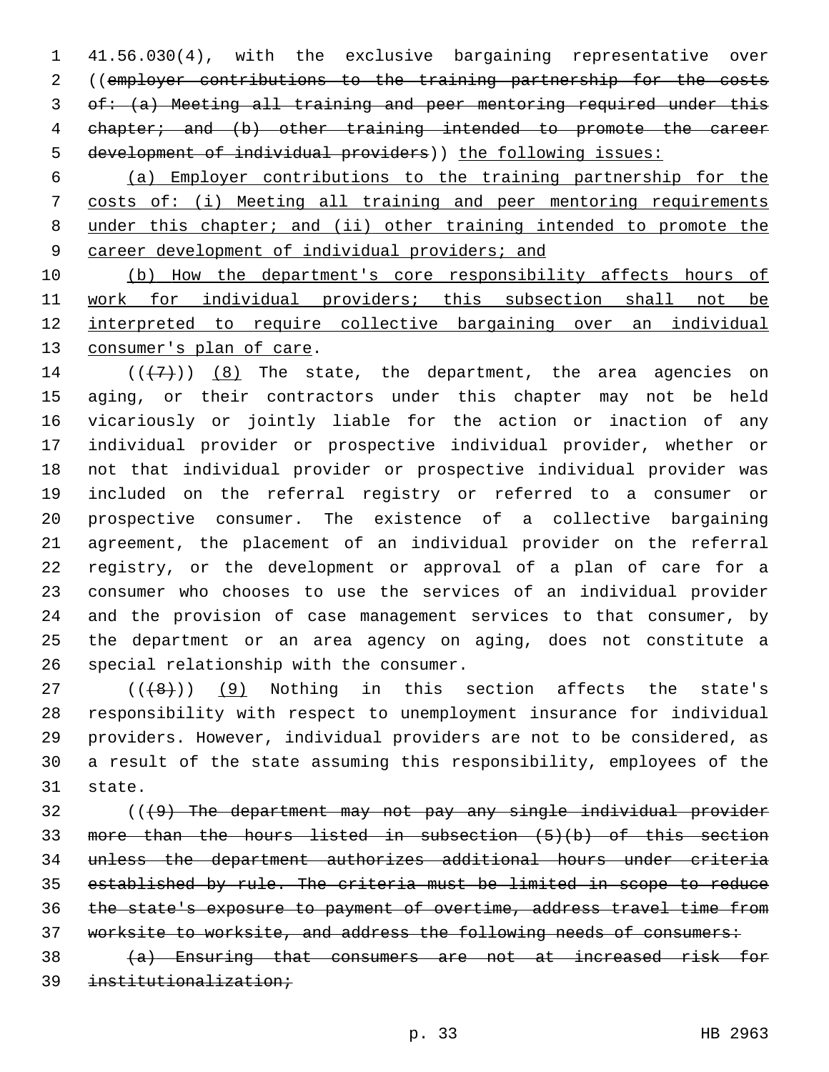41.56.030(4), with the exclusive bargaining representative over ((~~employer contributions to the training partnership for the costs of: (a) Meeting all training and peer mentoring required under this chapter; and (b) other training intended to promote the career development of individual providers~~)) <u>the following issues:</u>

<u>(a) Employer contributions to the training partnership for the costs of: (i) Meeting all training and peer mentoring requirements under this chapter; and (ii) other training intended to promote the career development of individual providers; and</u>

<u>(b) How the department's core responsibility affects hours of work for individual providers; this subsection shall not be interpreted to require collective bargaining over an individual consumer's plan of care</u>.

((~~(7)~~)) <u>(8)</u> The state, the department, the area agencies on aging, or their contractors under this chapter may not be held vicariously or jointly liable for the action or inaction of any individual provider or prospective individual provider, whether or not that individual provider or prospective individual provider was included on the referral registry or referred to a consumer or prospective consumer. The existence of a collective bargaining agreement, the placement of an individual provider on the referral registry, or the development or approval of a plan of care for a consumer who chooses to use the services of an individual provider and the provision of case management services to that consumer, by the department or an area agency on aging, does not constitute a special relationship with the consumer.

((~~(8)~~)) <u>(9)</u> Nothing in this section affects the state's responsibility with respect to unemployment insurance for individual providers. However, individual providers are not to be considered, as a result of the state assuming this responsibility, employees of the state.

((~~(9) The department may not pay any single individual provider more than the hours listed in subsection (5)(b) of this section unless the department authorizes additional hours under criteria established by rule. The criteria must be limited in scope to reduce the state's exposure to payment of overtime, address travel time from worksite to worksite, and address the following needs of consumers:~~

~~(a) Ensuring that consumers are not at increased risk for institutionalization;~~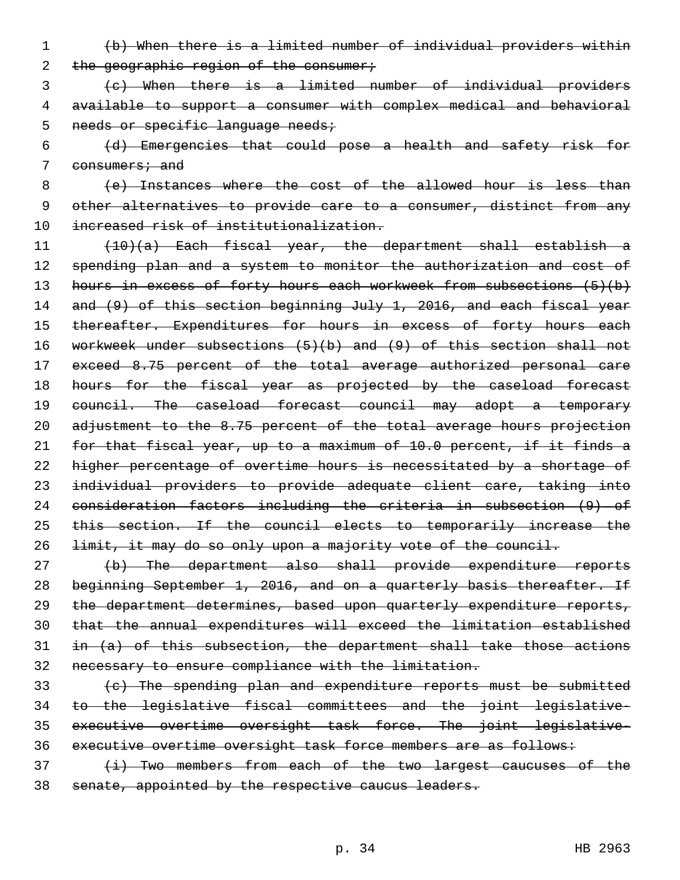~~(b) When there is a limited number of individual providers within the geographic region of the consumer;~~

~~(c) When there is a limited number of individual providers available to support a consumer with complex medical and behavioral needs or specific language needs;~~

~~(d) Emergencies that could pose a health and safety risk for consumers; and~~

~~(e) Instances where the cost of the allowed hour is less than other alternatives to provide care to a consumer, distinct from any increased risk of institutionalization.~~

~~(10)(a) Each fiscal year, the department shall establish a spending plan and a system to monitor the authorization and cost of hours in excess of forty hours each workweek from subsections (5)(b) and (9) of this section beginning July 1, 2016, and each fiscal year thereafter. Expenditures for hours in excess of forty hours each workweek under subsections (5)(b) and (9) of this section shall not exceed 8.75 percent of the total average authorized personal care hours for the fiscal year as projected by the caseload forecast council. The caseload forecast council may adopt a temporary adjustment to the 8.75 percent of the total average hours projection for that fiscal year, up to a maximum of 10.0 percent, if it finds a higher percentage of overtime hours is necessitated by a shortage of individual providers to provide adequate client care, taking into consideration factors including the criteria in subsection (9) of this section. If the council elects to temporarily increase the limit, it may do so only upon a majority vote of the council.~~

~~(b) The department also shall provide expenditure reports beginning September 1, 2016, and on a quarterly basis thereafter. If the department determines, based upon quarterly expenditure reports, that the annual expenditures will exceed the limitation established in (a) of this subsection, the department shall take those actions necessary to ensure compliance with the limitation.~~

~~(c) The spending plan and expenditure reports must be submitted to the legislative fiscal committees and the joint legislative-executive overtime oversight task force. The joint legislative-executive overtime oversight task force members are as follows:~~

~~(i) Two members from each of the two largest caucuses of the senate, appointed by the respective caucus leaders.~~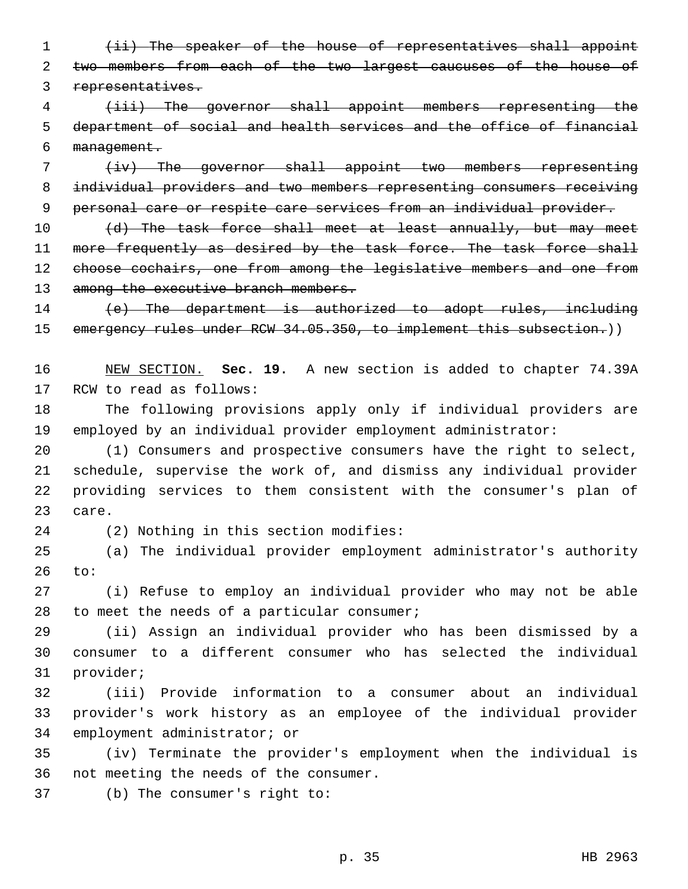~~(ii) The speaker of the house of representatives shall appoint two members from each of the two largest caucuses of the house of representatives.~~

~~(iii) The governor shall appoint members representing the department of social and health services and the office of financial management.~~

~~(iv) The governor shall appoint two members representing individual providers and two members representing consumers receiving personal care or respite care services from an individual provider.~~

~~(d) The task force shall meet at least annually, but may meet more frequently as desired by the task force. The task force shall choose cochairs, one from among the legislative members and one from among the executive branch members.~~

~~(e) The department is authorized to adopt rules, including emergency rules under RCW 34.05.350, to implement this subsection.~~))

NEW SECTION. **Sec. 19.** A new section is added to chapter 74.39A RCW to read as follows:

The following provisions apply only if individual providers are employed by an individual provider employment administrator:

(1) Consumers and prospective consumers have the right to select, schedule, supervise the work of, and dismiss any individual provider providing services to them consistent with the consumer's plan of care.

(2) Nothing in this section modifies:

(a) The individual provider employment administrator's authority to:

(i) Refuse to employ an individual provider who may not be able to meet the needs of a particular consumer;

(ii) Assign an individual provider who has been dismissed by a consumer to a different consumer who has selected the individual provider;

(iii) Provide information to a consumer about an individual provider's work history as an employee of the individual provider employment administrator; or

(iv) Terminate the provider's employment when the individual is not meeting the needs of the consumer.

(b) The consumer's right to: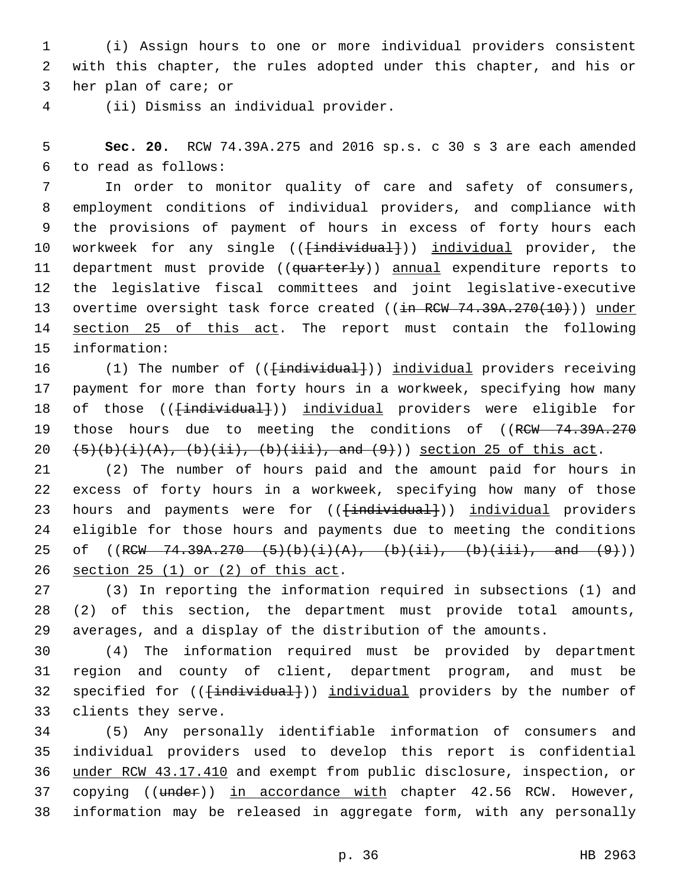(i) Assign hours to one or more individual providers consistent with this chapter, the rules adopted under this chapter, and his or her plan of care; or

(ii) Dismiss an individual provider.

**Sec. 20.** RCW 74.39A.275 and 2016 sp.s. c 30 s 3 are each amended to read as follows:

In order to monitor quality of care and safety of consumers, employment conditions of individual providers, and compliance with the provisions of payment of hours in excess of forty hours each workweek for any single (([individual])) individual provider, the department must provide ((quarterly)) annual expenditure reports to the legislative fiscal committees and joint legislative-executive overtime oversight task force created ((in RCW 74.39A.270(10))) under section 25 of this act. The report must contain the following information:

(1) The number of (([individual])) individual providers receiving payment for more than forty hours in a workweek, specifying how many of those (([individual])) individual providers were eligible for those hours due to meeting the conditions of ((RCW 74.39A.270 (5)(b)(i)(A), (b)(ii), (b)(iii), and (9))) section 25 of this act.

(2) The number of hours paid and the amount paid for hours in excess of forty hours in a workweek, specifying how many of those hours and payments were for (([individual])) individual providers eligible for those hours and payments due to meeting the conditions of ((RCW 74.39A.270 (5)(b)(i)(A), (b)(ii), (b)(iii), and (9))) section 25 (1) or (2) of this act.

(3) In reporting the information required in subsections (1) and (2) of this section, the department must provide total amounts, averages, and a display of the distribution of the amounts.

(4) The information required must be provided by department region and county of client, department program, and must be specified for (([individual])) individual providers by the number of clients they serve.

(5) Any personally identifiable information of consumers and individual providers used to develop this report is confidential under RCW 43.17.410 and exempt from public disclosure, inspection, or copying ((under)) in accordance with chapter 42.56 RCW. However, information may be released in aggregate form, with any personally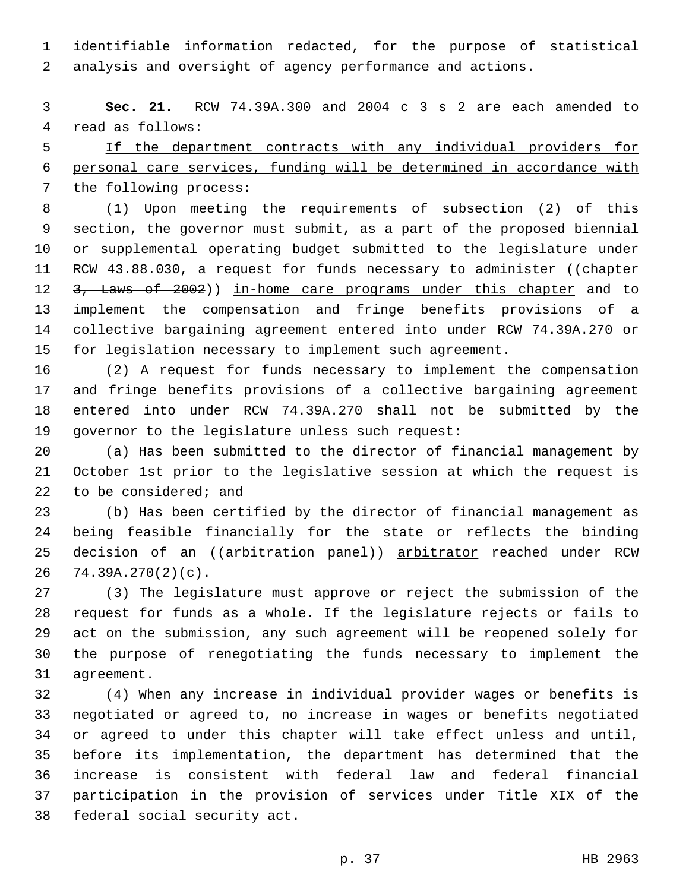identifiable information redacted, for the purpose of statistical analysis and oversight of agency performance and actions.

**Sec. 21.** RCW 74.39A.300 and 2004 c 3 s 2 are each amended to read as follows:

If the department contracts with any individual providers for personal care services, funding will be determined in accordance with the following process:

(1) Upon meeting the requirements of subsection (2) of this section, the governor must submit, as a part of the proposed biennial or supplemental operating budget submitted to the legislature under RCW 43.88.030, a request for funds necessary to administer ((~~chapter 3, Laws of 2002~~)) in-home care programs under this chapter and to implement the compensation and fringe benefits provisions of a collective bargaining agreement entered into under RCW 74.39A.270 or for legislation necessary to implement such agreement.

(2) A request for funds necessary to implement the compensation and fringe benefits provisions of a collective bargaining agreement entered into under RCW 74.39A.270 shall not be submitted by the governor to the legislature unless such request:

(a) Has been submitted to the director of financial management by October 1st prior to the legislative session at which the request is to be considered; and

(b) Has been certified by the director of financial management as being feasible financially for the state or reflects the binding decision of an ((~~arbitration panel~~)) arbitrator reached under RCW 74.39A.270(2)(c).

(3) The legislature must approve or reject the submission of the request for funds as a whole. If the legislature rejects or fails to act on the submission, any such agreement will be reopened solely for the purpose of renegotiating the funds necessary to implement the agreement.

(4) When any increase in individual provider wages or benefits is negotiated or agreed to, no increase in wages or benefits negotiated or agreed to under this chapter will take effect unless and until, before its implementation, the department has determined that the increase is consistent with federal law and federal financial participation in the provision of services under Title XIX of the federal social security act.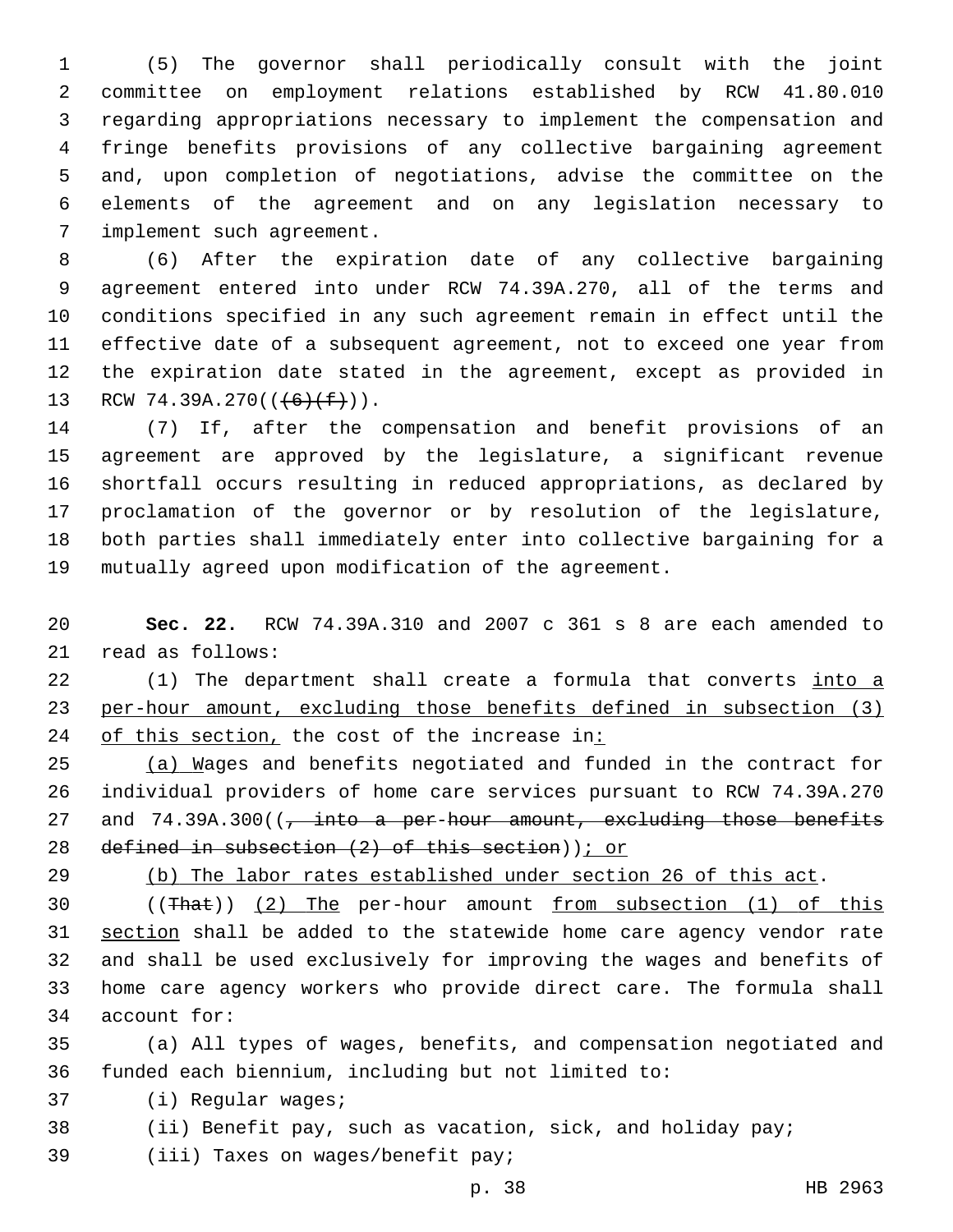(5) The governor shall periodically consult with the joint committee on employment relations established by RCW 41.80.010 regarding appropriations necessary to implement the compensation and fringe benefits provisions of any collective bargaining agreement and, upon completion of negotiations, advise the committee on the elements of the agreement and on any legislation necessary to implement such agreement.

(6) After the expiration date of any collective bargaining agreement entered into under RCW 74.39A.270, all of the terms and conditions specified in any such agreement remain in effect until the effective date of a subsequent agreement, not to exceed one year from the expiration date stated in the agreement, except as provided in RCW 74.39A.270((~~(6)(f)~~)).

(7) If, after the compensation and benefit provisions of an agreement are approved by the legislature, a significant revenue shortfall occurs resulting in reduced appropriations, as declared by proclamation of the governor or by resolution of the legislature, both parties shall immediately enter into collective bargaining for a mutually agreed upon modification of the agreement.

**Sec. 22.** RCW 74.39A.310 and 2007 c 361 s 8 are each amended to read as follows:

(1) The department shall create a formula that converts <u>into a per-hour amount, excluding those benefits defined in subsection (3) of this section,</u> the cost of the increase in<u>:</u>

<u>(a) W</u>ages and benefits negotiated and funded in the contract for individual providers of home care services pursuant to RCW 74.39A.270 and 74.39A.300((~~, into a per-hour amount, excluding those benefits defined in subsection (2) of this section~~))<u>; or</u>

<u>(b) The labor rates established under section 26 of this act</u>.

((~~That~~)) <u>(2) The</u> per-hour amount <u>from subsection (1) of this section</u> shall be added to the statewide home care agency vendor rate and shall be used exclusively for improving the wages and benefits of home care agency workers who provide direct care. The formula shall account for:

(a) All types of wages, benefits, and compensation negotiated and funded each biennium, including but not limited to:

(i) Regular wages;

(ii) Benefit pay, such as vacation, sick, and holiday pay;

(iii) Taxes on wages/benefit pay;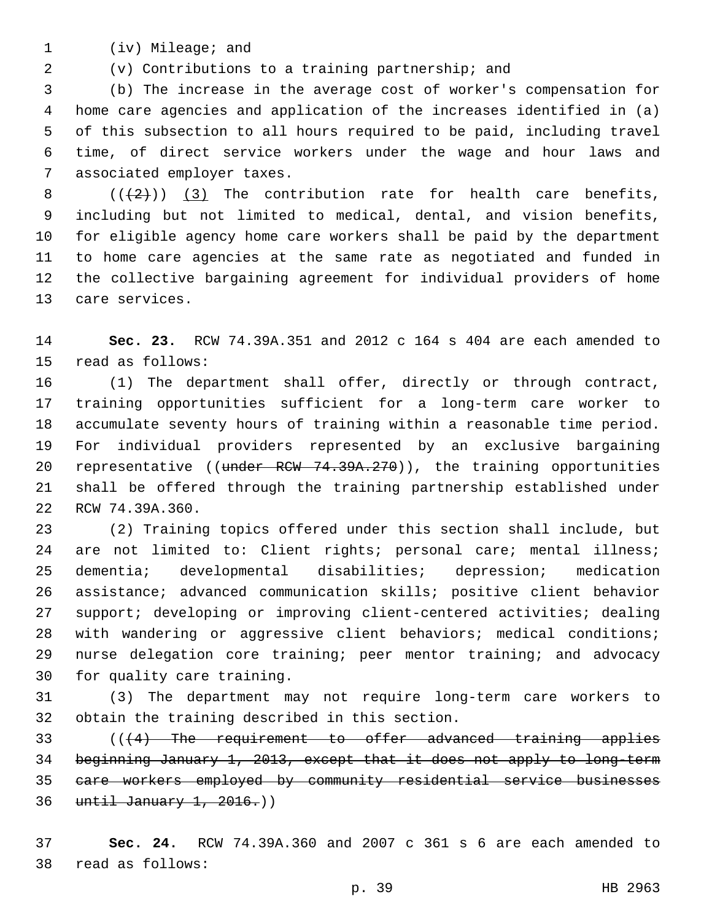(iv) Mileage; and

(v) Contributions to a training partnership; and

(b) The increase in the average cost of worker's compensation for home care agencies and application of the increases identified in (a) of this subsection to all hours required to be paid, including travel time, of direct service workers under the wage and hour laws and associated employer taxes.

((~~(2)~~)) (3) The contribution rate for health care benefits, including but not limited to medical, dental, and vision benefits, for eligible agency home care workers shall be paid by the department to home care agencies at the same rate as negotiated and funded in the collective bargaining agreement for individual providers of home care services.

**Sec. 23.** RCW 74.39A.351 and 2012 c 164 s 404 are each amended to read as follows:

(1) The department shall offer, directly or through contract, training opportunities sufficient for a long-term care worker to accumulate seventy hours of training within a reasonable time period. For individual providers represented by an exclusive bargaining representative ((~~under RCW 74.39A.270~~)), the training opportunities shall be offered through the training partnership established under RCW 74.39A.360.

(2) Training topics offered under this section shall include, but are not limited to: Client rights; personal care; mental illness; dementia; developmental disabilities; depression; medication assistance; advanced communication skills; positive client behavior support; developing or improving client-centered activities; dealing with wandering or aggressive client behaviors; medical conditions; nurse delegation core training; peer mentor training; and advocacy for quality care training.

(3) The department may not require long-term care workers to obtain the training described in this section.

((~~(4) The requirement to offer advanced training applies beginning January 1, 2013, except that it does not apply to long-term care workers employed by community residential service businesses until January 1, 2016.~~))

**Sec. 24.** RCW 74.39A.360 and 2007 c 361 s 6 are each amended to read as follows: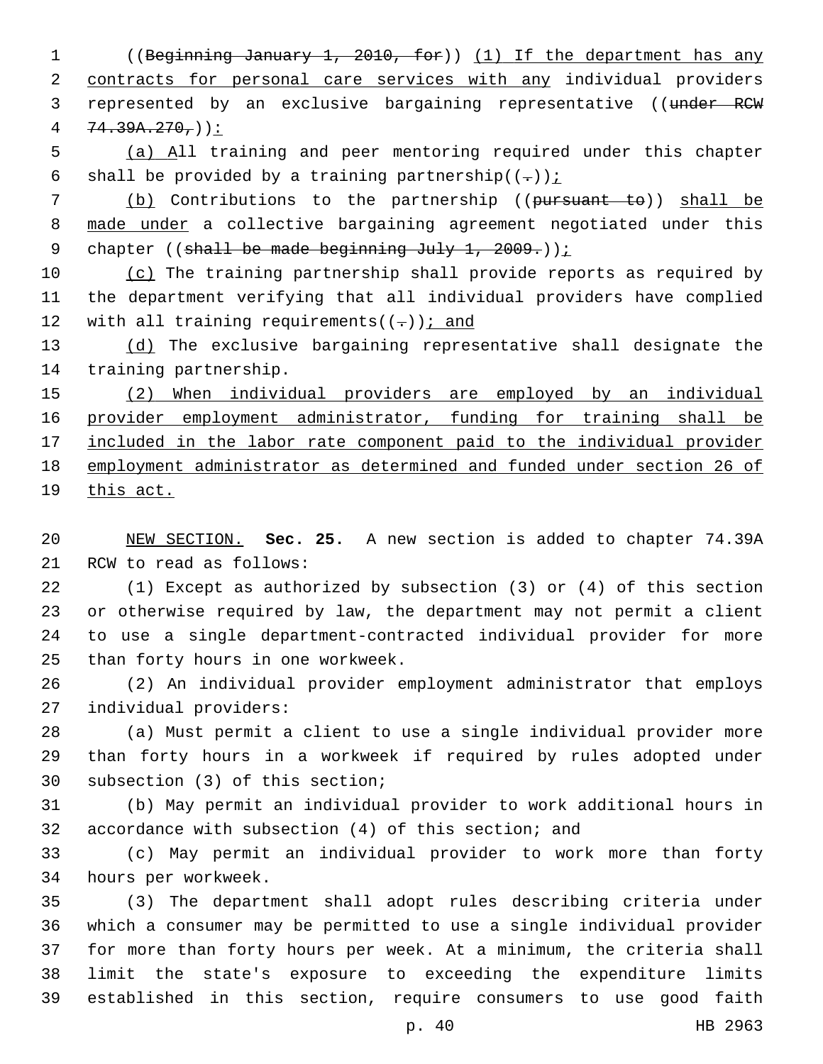((~~Beginning January 1, 2010, for~~)) <u>(1) If the department has any contracts for personal care services with any</u> individual providers represented by an exclusive bargaining representative ((~~under RCW 74.39A.270,~~))<u>:</u>

<u>(a) A</u>ll training and peer mentoring required under this chapter shall be provided by a training partnership((~~.~~))<u>;</u>

<u>(b)</u> Contributions to the partnership ((~~pursuant to~~)) <u>shall be made under</u> a collective bargaining agreement negotiated under this chapter ((~~shall be made beginning July 1, 2009.~~))<u>;</u>

<u>(c)</u> The training partnership shall provide reports as required by the department verifying that all individual providers have complied with all training requirements((~~.~~))<u>; and</u>

<u>(d)</u> The exclusive bargaining representative shall designate the training partnership.

<u>(2) When individual providers are employed by an individual provider employment administrator, funding for training shall be included in the labor rate component paid to the individual provider employment administrator as determined and funded under section 26 of this act.</u>

<u>NEW SECTION.</u> **Sec. 25.** A new section is added to chapter 74.39A RCW to read as follows:

(1) Except as authorized by subsection (3) or (4) of this section or otherwise required by law, the department may not permit a client to use a single department-contracted individual provider for more than forty hours in one workweek.

(2) An individual provider employment administrator that employs individual providers:

(a) Must permit a client to use a single individual provider more than forty hours in a workweek if required by rules adopted under subsection (3) of this section;

(b) May permit an individual provider to work additional hours in accordance with subsection (4) of this section; and

(c) May permit an individual provider to work more than forty hours per workweek.

(3) The department shall adopt rules describing criteria under which a consumer may be permitted to use a single individual provider for more than forty hours per week. At a minimum, the criteria shall limit the state's exposure to exceeding the expenditure limits established in this section, require consumers to use good faith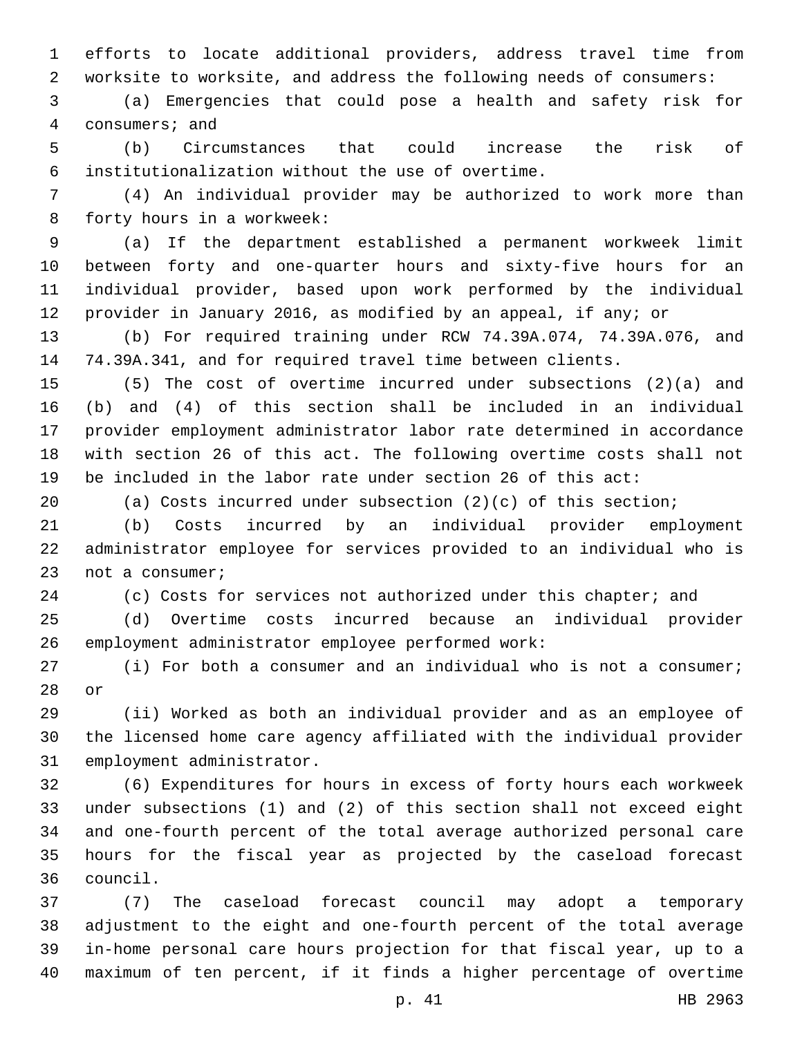efforts to locate additional providers, address travel time from worksite to worksite, and address the following needs of consumers:

(a) Emergencies that could pose a health and safety risk for consumers; and

(b) Circumstances that could increase the risk of institutionalization without the use of overtime.

(4) An individual provider may be authorized to work more than forty hours in a workweek:

(a) If the department established a permanent workweek limit between forty and one-quarter hours and sixty-five hours for an individual provider, based upon work performed by the individual provider in January 2016, as modified by an appeal, if any; or

(b) For required training under RCW 74.39A.074, 74.39A.076, and 74.39A.341, and for required travel time between clients.

(5) The cost of overtime incurred under subsections (2)(a) and (b) and (4) of this section shall be included in an individual provider employment administrator labor rate determined in accordance with section 26 of this act. The following overtime costs shall not be included in the labor rate under section 26 of this act:

(a) Costs incurred under subsection (2)(c) of this section;

(b) Costs incurred by an individual provider employment administrator employee for services provided to an individual who is not a consumer;

(c) Costs for services not authorized under this chapter; and

(d) Overtime costs incurred because an individual provider employment administrator employee performed work:

(i) For both a consumer and an individual who is not a consumer; or

(ii) Worked as both an individual provider and as an employee of the licensed home care agency affiliated with the individual provider employment administrator.

(6) Expenditures for hours in excess of forty hours each workweek under subsections (1) and (2) of this section shall not exceed eight and one-fourth percent of the total average authorized personal care hours for the fiscal year as projected by the caseload forecast council.

(7) The caseload forecast council may adopt a temporary adjustment to the eight and one-fourth percent of the total average in-home personal care hours projection for that fiscal year, up to a maximum of ten percent, if it finds a higher percentage of overtime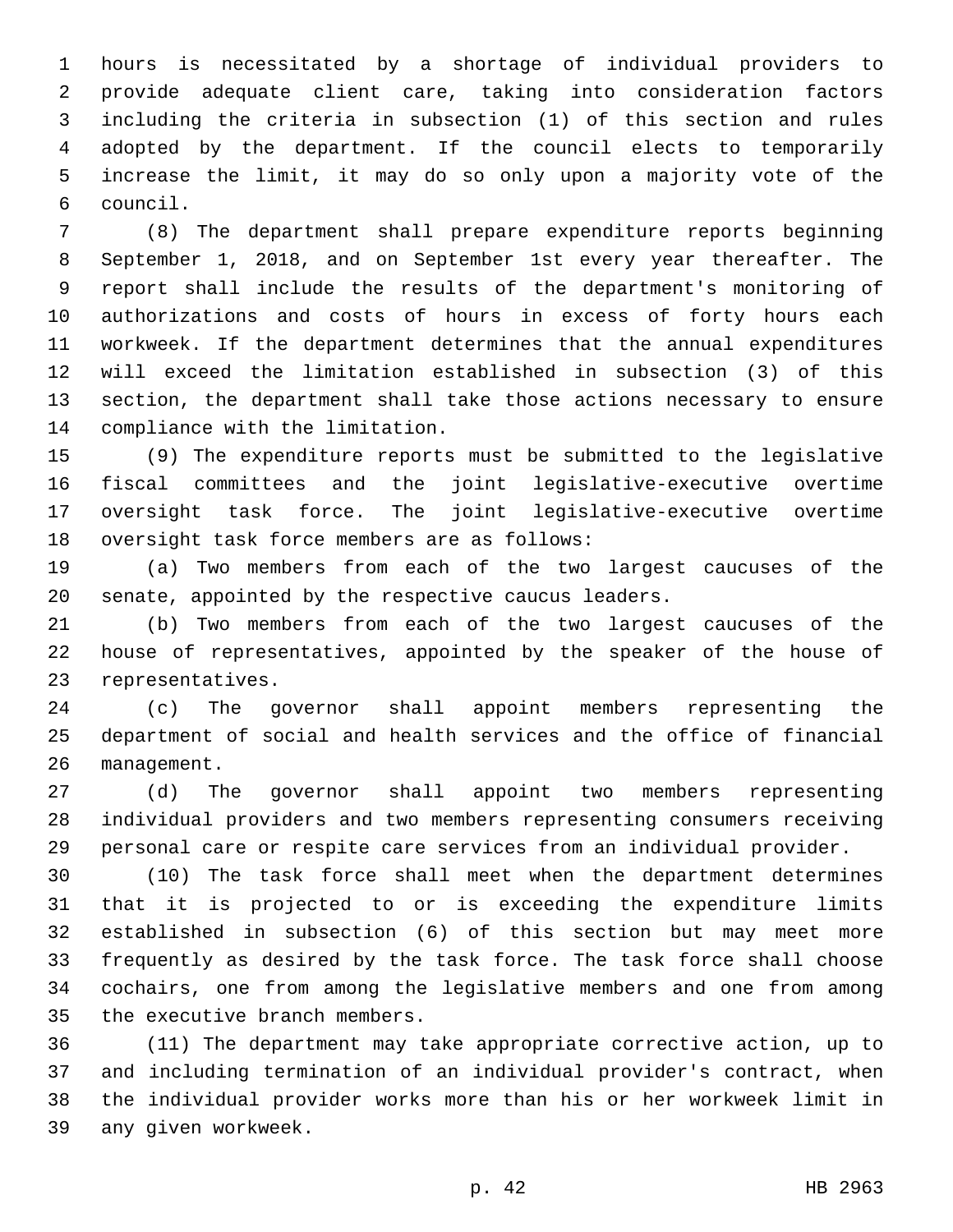hours is necessitated by a shortage of individual providers to provide adequate client care, taking into consideration factors including the criteria in subsection (1) of this section and rules adopted by the department. If the council elects to temporarily increase the limit, it may do so only upon a majority vote of the council.

(8) The department shall prepare expenditure reports beginning September 1, 2018, and on September 1st every year thereafter. The report shall include the results of the department's monitoring of authorizations and costs of hours in excess of forty hours each workweek. If the department determines that the annual expenditures will exceed the limitation established in subsection (3) of this section, the department shall take those actions necessary to ensure compliance with the limitation.

(9) The expenditure reports must be submitted to the legislative fiscal committees and the joint legislative-executive overtime oversight task force. The joint legislative-executive overtime oversight task force members are as follows:

(a) Two members from each of the two largest caucuses of the senate, appointed by the respective caucus leaders.

(b) Two members from each of the two largest caucuses of the house of representatives, appointed by the speaker of the house of representatives.

(c) The governor shall appoint members representing the department of social and health services and the office of financial management.

(d) The governor shall appoint two members representing individual providers and two members representing consumers receiving personal care or respite care services from an individual provider.

(10) The task force shall meet when the department determines that it is projected to or is exceeding the expenditure limits established in subsection (6) of this section but may meet more frequently as desired by the task force. The task force shall choose cochairs, one from among the legislative members and one from among the executive branch members.

(11) The department may take appropriate corrective action, up to and including termination of an individual provider's contract, when the individual provider works more than his or her workweek limit in any given workweek.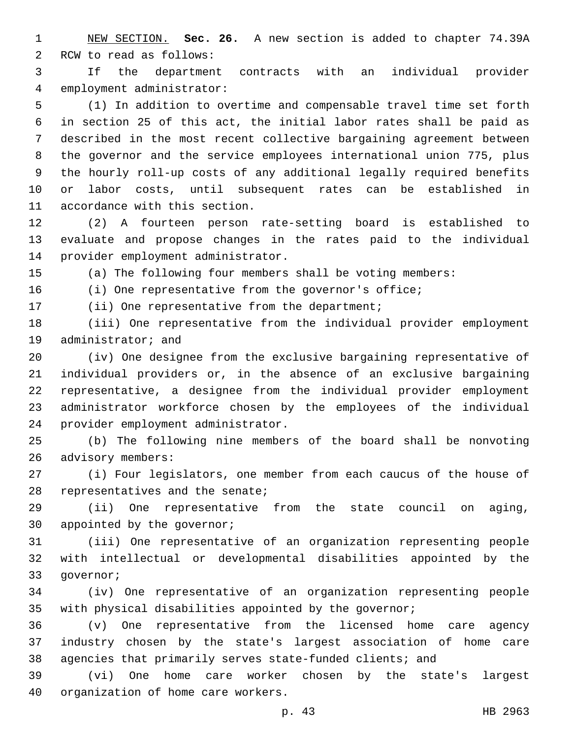NEW SECTION. **Sec. 26.** A new section is added to chapter 74.39A RCW to read as follows:

If the department contracts with an individual provider employment administrator:

(1) In addition to overtime and compensable travel time set forth in section 25 of this act, the initial labor rates shall be paid as described in the most recent collective bargaining agreement between the governor and the service employees international union 775, plus the hourly roll-up costs of any additional legally required benefits or labor costs, until subsequent rates can be established in accordance with this section.

(2) A fourteen person rate-setting board is established to evaluate and propose changes in the rates paid to the individual provider employment administrator.

(a) The following four members shall be voting members:

(i) One representative from the governor's office;

(ii) One representative from the department;

(iii) One representative from the individual provider employment administrator; and

(iv) One designee from the exclusive bargaining representative of individual providers or, in the absence of an exclusive bargaining representative, a designee from the individual provider employment administrator workforce chosen by the employees of the individual provider employment administrator.

(b) The following nine members of the board shall be nonvoting advisory members:

(i) Four legislators, one member from each caucus of the house of representatives and the senate;

(ii) One representative from the state council on aging, appointed by the governor;

(iii) One representative of an organization representing people with intellectual or developmental disabilities appointed by the governor;

(iv) One representative of an organization representing people with physical disabilities appointed by the governor;

(v) One representative from the licensed home care agency industry chosen by the state's largest association of home care agencies that primarily serves state-funded clients; and

(vi) One home care worker chosen by the state's largest organization of home care workers.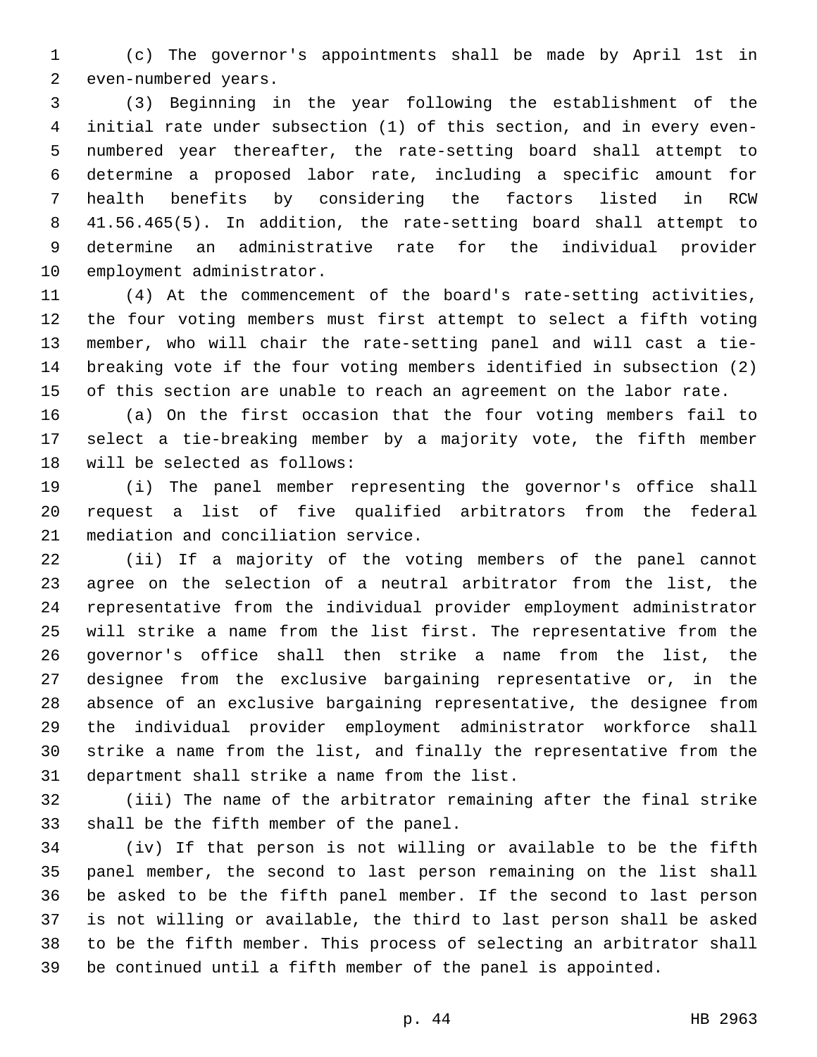(c) The governor's appointments shall be made by April 1st in even-numbered years.

(3) Beginning in the year following the establishment of the initial rate under subsection (1) of this section, and in every even-numbered year thereafter, the rate-setting board shall attempt to determine a proposed labor rate, including a specific amount for health benefits by considering the factors listed in RCW 41.56.465(5). In addition, the rate-setting board shall attempt to determine an administrative rate for the individual provider employment administrator.

(4) At the commencement of the board's rate-setting activities, the four voting members must first attempt to select a fifth voting member, who will chair the rate-setting panel and will cast a tie-breaking vote if the four voting members identified in subsection (2) of this section are unable to reach an agreement on the labor rate.

(a) On the first occasion that the four voting members fail to select a tie-breaking member by a majority vote, the fifth member will be selected as follows:

(i) The panel member representing the governor's office shall request a list of five qualified arbitrators from the federal mediation and conciliation service.

(ii) If a majority of the voting members of the panel cannot agree on the selection of a neutral arbitrator from the list, the representative from the individual provider employment administrator will strike a name from the list first. The representative from the governor's office shall then strike a name from the list, the designee from the exclusive bargaining representative or, in the absence of an exclusive bargaining representative, the designee from the individual provider employment administrator workforce shall strike a name from the list, and finally the representative from the department shall strike a name from the list.

(iii) The name of the arbitrator remaining after the final strike shall be the fifth member of the panel.

(iv) If that person is not willing or available to be the fifth panel member, the second to last person remaining on the list shall be asked to be the fifth panel member. If the second to last person is not willing or available, the third to last person shall be asked to be the fifth member. This process of selecting an arbitrator shall be continued until a fifth member of the panel is appointed.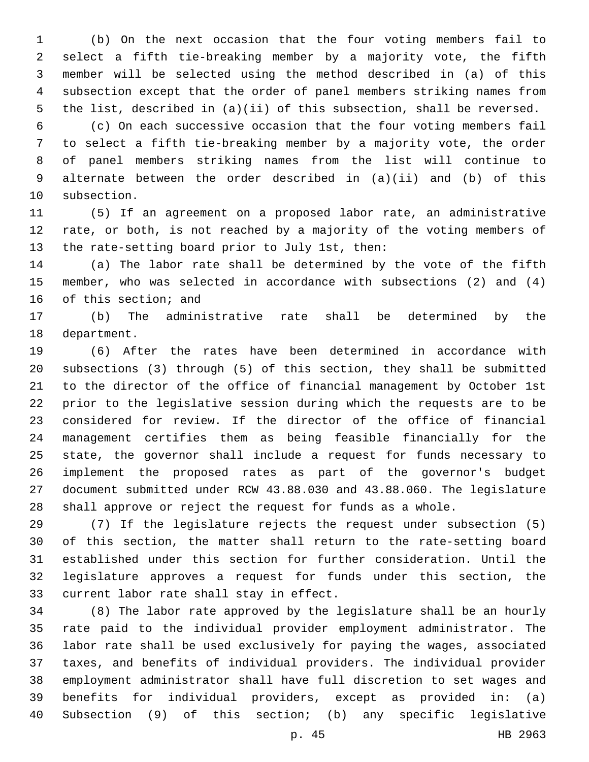(b) On the next occasion that the four voting members fail to select a fifth tie-breaking member by a majority vote, the fifth member will be selected using the method described in (a) of this subsection except that the order of panel members striking names from the list, described in (a)(ii) of this subsection, shall be reversed.

(c) On each successive occasion that the four voting members fail to select a fifth tie-breaking member by a majority vote, the order of panel members striking names from the list will continue to alternate between the order described in (a)(ii) and (b) of this subsection.

(5) If an agreement on a proposed labor rate, an administrative rate, or both, is not reached by a majority of the voting members of the rate-setting board prior to July 1st, then:

(a) The labor rate shall be determined by the vote of the fifth member, who was selected in accordance with subsections (2) and (4) of this section; and

(b) The administrative rate shall be determined by the department.

(6) After the rates have been determined in accordance with subsections (3) through (5) of this section, they shall be submitted to the director of the office of financial management by October 1st prior to the legislative session during which the requests are to be considered for review. If the director of the office of financial management certifies them as being feasible financially for the state, the governor shall include a request for funds necessary to implement the proposed rates as part of the governor's budget document submitted under RCW 43.88.030 and 43.88.060. The legislature shall approve or reject the request for funds as a whole.

(7) If the legislature rejects the request under subsection (5) of this section, the matter shall return to the rate-setting board established under this section for further consideration. Until the legislature approves a request for funds under this section, the current labor rate shall stay in effect.

(8) The labor rate approved by the legislature shall be an hourly rate paid to the individual provider employment administrator. The labor rate shall be used exclusively for paying the wages, associated taxes, and benefits of individual providers. The individual provider employment administrator shall have full discretion to set wages and benefits for individual providers, except as provided in: (a) Subsection (9) of this section; (b) any specific legislative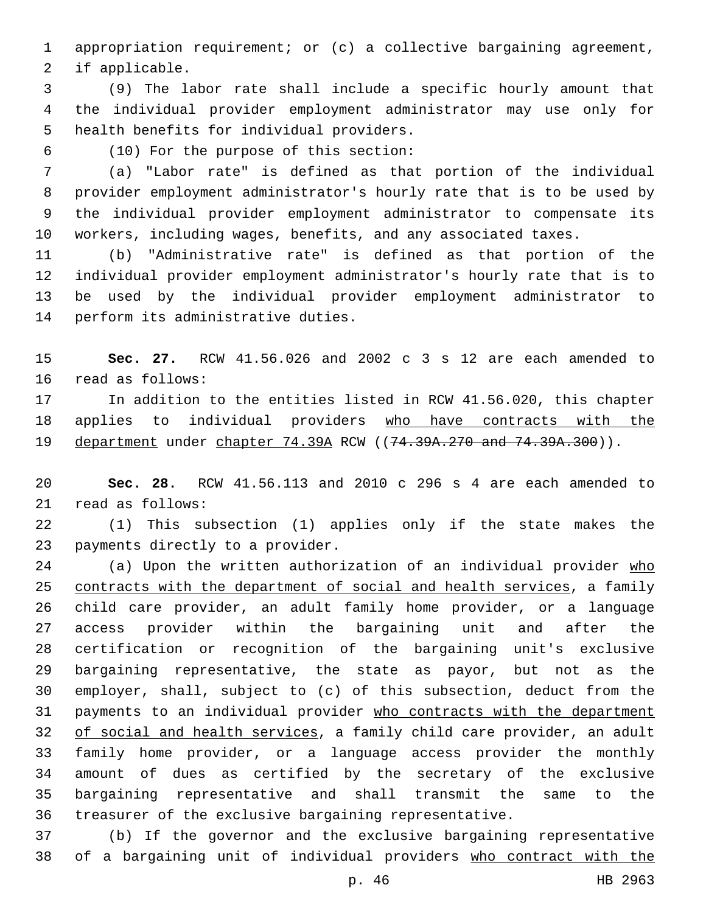appropriation requirement; or (c) a collective bargaining agreement, if applicable.

(9) The labor rate shall include a specific hourly amount that the individual provider employment administrator may use only for health benefits for individual providers.

(10) For the purpose of this section:

(a) "Labor rate" is defined as that portion of the individual provider employment administrator's hourly rate that is to be used by the individual provider employment administrator to compensate its workers, including wages, benefits, and any associated taxes.

(b) "Administrative rate" is defined as that portion of the individual provider employment administrator's hourly rate that is to be used by the individual provider employment administrator to perform its administrative duties.

**Sec. 27.** RCW 41.56.026 and 2002 c 3 s 12 are each amended to read as follows:

In addition to the entities listed in RCW 41.56.020, this chapter applies to individual providers <u>who have contracts with the department</u> under <u>chapter 74.39A</u> RCW ((~~74.39A.270 and 74.39A.300~~)).

**Sec. 28.** RCW 41.56.113 and 2010 c 296 s 4 are each amended to read as follows:

(1) This subsection (1) applies only if the state makes the payments directly to a provider.

(a) Upon the written authorization of an individual provider <u>who contracts with the department of social and health services</u>, a family child care provider, an adult family home provider, or a language access provider within the bargaining unit and after the certification or recognition of the bargaining unit's exclusive bargaining representative, the state as payor, but not as the employer, shall, subject to (c) of this subsection, deduct from the payments to an individual provider <u>who contracts with the department of social and health services</u>, a family child care provider, an adult family home provider, or a language access provider the monthly amount of dues as certified by the secretary of the exclusive bargaining representative and shall transmit the same to the treasurer of the exclusive bargaining representative.

(b) If the governor and the exclusive bargaining representative of a bargaining unit of individual providers <u>who contract with the</u>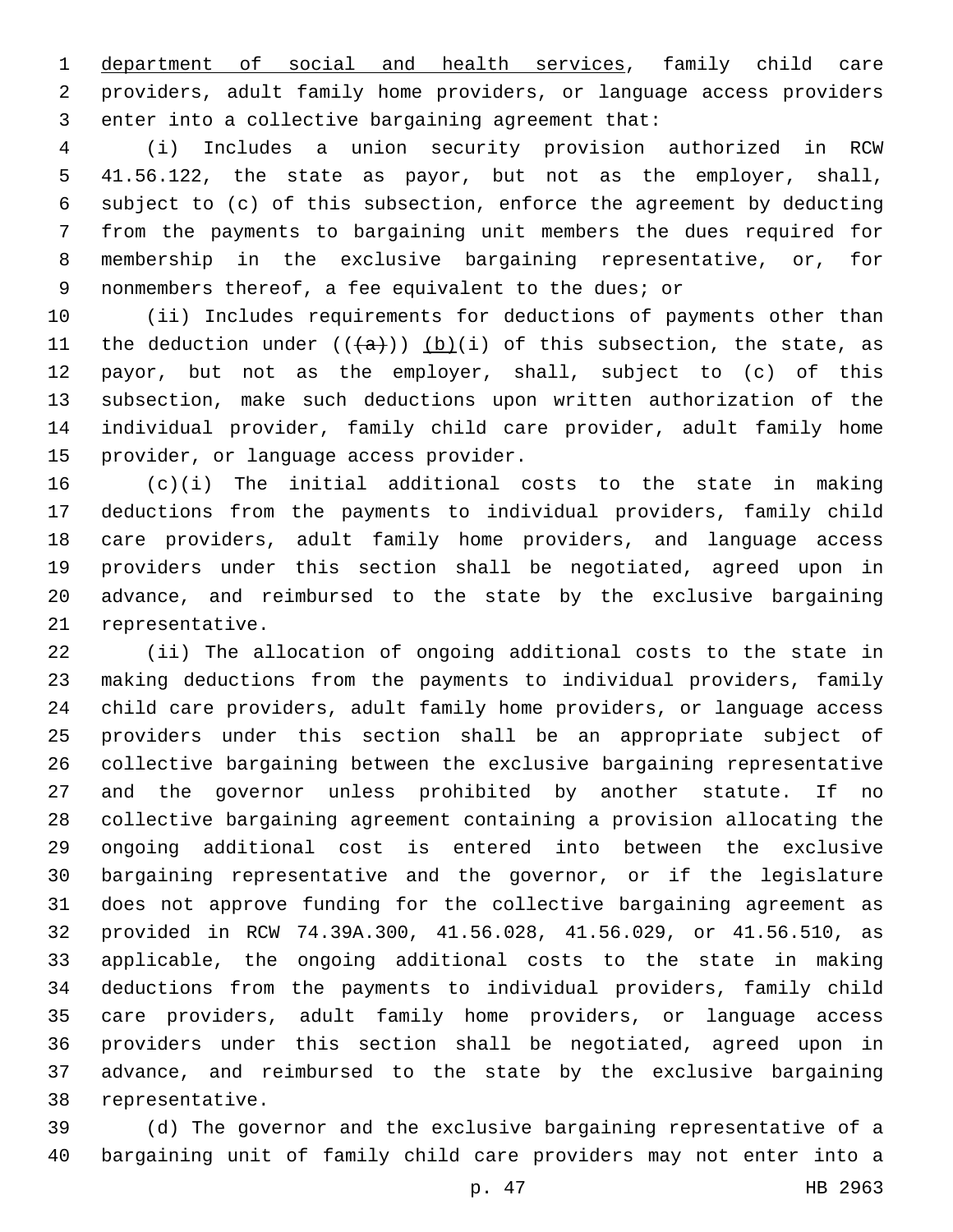department of social and health services, family child care providers, adult family home providers, or language access providers enter into a collective bargaining agreement that:

(i) Includes a union security provision authorized in RCW 41.56.122, the state as payor, but not as the employer, shall, subject to (c) of this subsection, enforce the agreement by deducting from the payments to bargaining unit members the dues required for membership in the exclusive bargaining representative, or, for nonmembers thereof, a fee equivalent to the dues; or

(ii) Includes requirements for deductions of payments other than the deduction under (((a))) (b)(i) of this subsection, the state, as payor, but not as the employer, shall, subject to (c) of this subsection, make such deductions upon written authorization of the individual provider, family child care provider, adult family home provider, or language access provider.

(c)(i) The initial additional costs to the state in making deductions from the payments to individual providers, family child care providers, adult family home providers, and language access providers under this section shall be negotiated, agreed upon in advance, and reimbursed to the state by the exclusive bargaining representative.

(ii) The allocation of ongoing additional costs to the state in making deductions from the payments to individual providers, family child care providers, adult family home providers, or language access providers under this section shall be an appropriate subject of collective bargaining between the exclusive bargaining representative and the governor unless prohibited by another statute. If no collective bargaining agreement containing a provision allocating the ongoing additional cost is entered into between the exclusive bargaining representative and the governor, or if the legislature does not approve funding for the collective bargaining agreement as provided in RCW 74.39A.300, 41.56.028, 41.56.029, or 41.56.510, as applicable, the ongoing additional costs to the state in making deductions from the payments to individual providers, family child care providers, adult family home providers, or language access providers under this section shall be negotiated, agreed upon in advance, and reimbursed to the state by the exclusive bargaining representative.

(d) The governor and the exclusive bargaining representative of a bargaining unit of family child care providers may not enter into a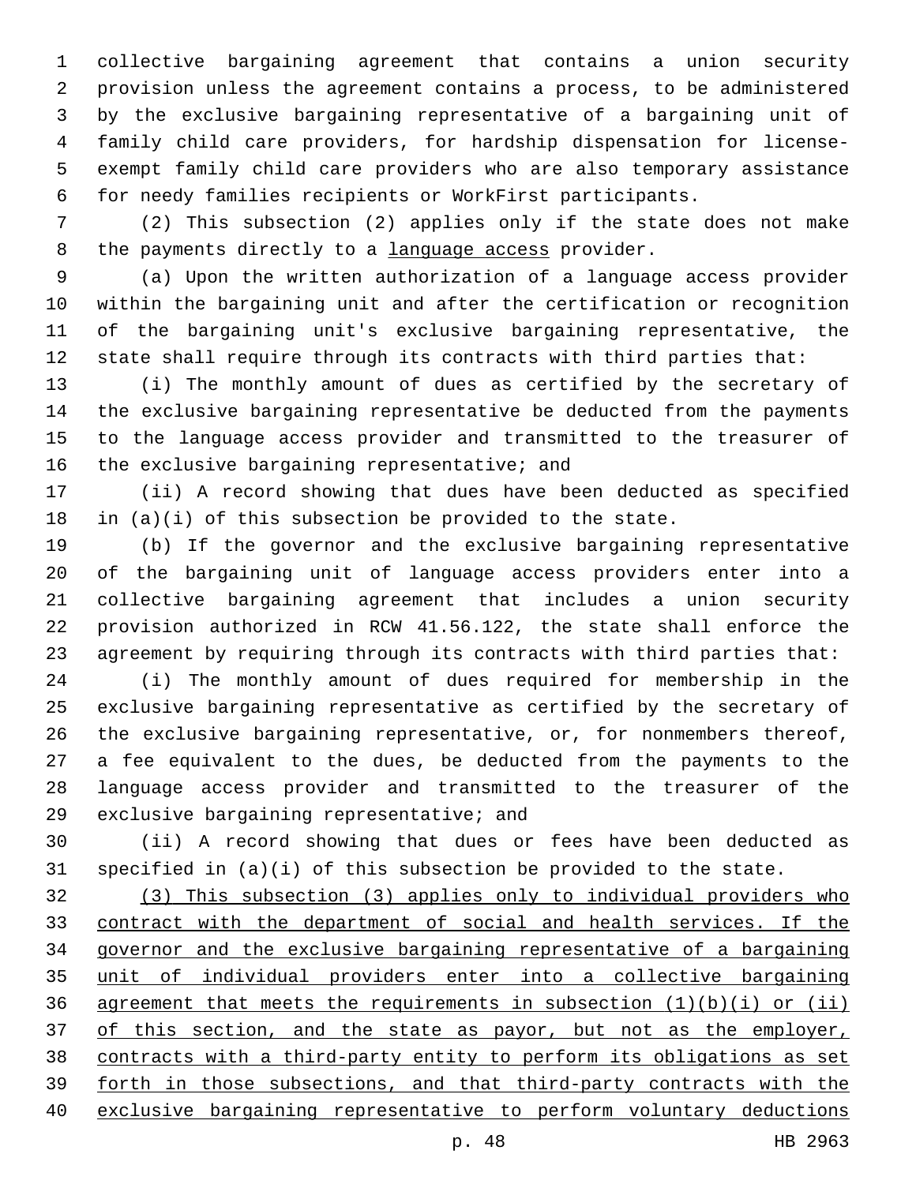collective bargaining agreement that contains a union security provision unless the agreement contains a process, to be administered by the exclusive bargaining representative of a bargaining unit of family child care providers, for hardship dispensation for license-exempt family child care providers who are also temporary assistance for needy families recipients or WorkFirst participants.

(2) This subsection (2) applies only if the state does not make the payments directly to a <u>language access</u> provider.

(a) Upon the written authorization of a language access provider within the bargaining unit and after the certification or recognition of the bargaining unit's exclusive bargaining representative, the state shall require through its contracts with third parties that:

(i) The monthly amount of dues as certified by the secretary of the exclusive bargaining representative be deducted from the payments to the language access provider and transmitted to the treasurer of the exclusive bargaining representative; and

(ii) A record showing that dues have been deducted as specified in (a)(i) of this subsection be provided to the state.

(b) If the governor and the exclusive bargaining representative of the bargaining unit of language access providers enter into a collective bargaining agreement that includes a union security provision authorized in RCW 41.56.122, the state shall enforce the agreement by requiring through its contracts with third parties that:

(i) The monthly amount of dues required for membership in the exclusive bargaining representative as certified by the secretary of the exclusive bargaining representative, or, for nonmembers thereof, a fee equivalent to the dues, be deducted from the payments to the language access provider and transmitted to the treasurer of the exclusive bargaining representative; and

(ii) A record showing that dues or fees have been deducted as specified in (a)(i) of this subsection be provided to the state.

<u>(3) This subsection (3) applies only to individual providers who contract with the department of social and health services. If the governor and the exclusive bargaining representative of a bargaining unit of individual providers enter into a collective bargaining agreement that meets the requirements in subsection (1)(b)(i) or (ii) of this section, and the state as payor, but not as the employer, contracts with a third-party entity to perform its obligations as set forth in those subsections, and that third-party contracts with the exclusive bargaining representative to perform voluntary deductions</u>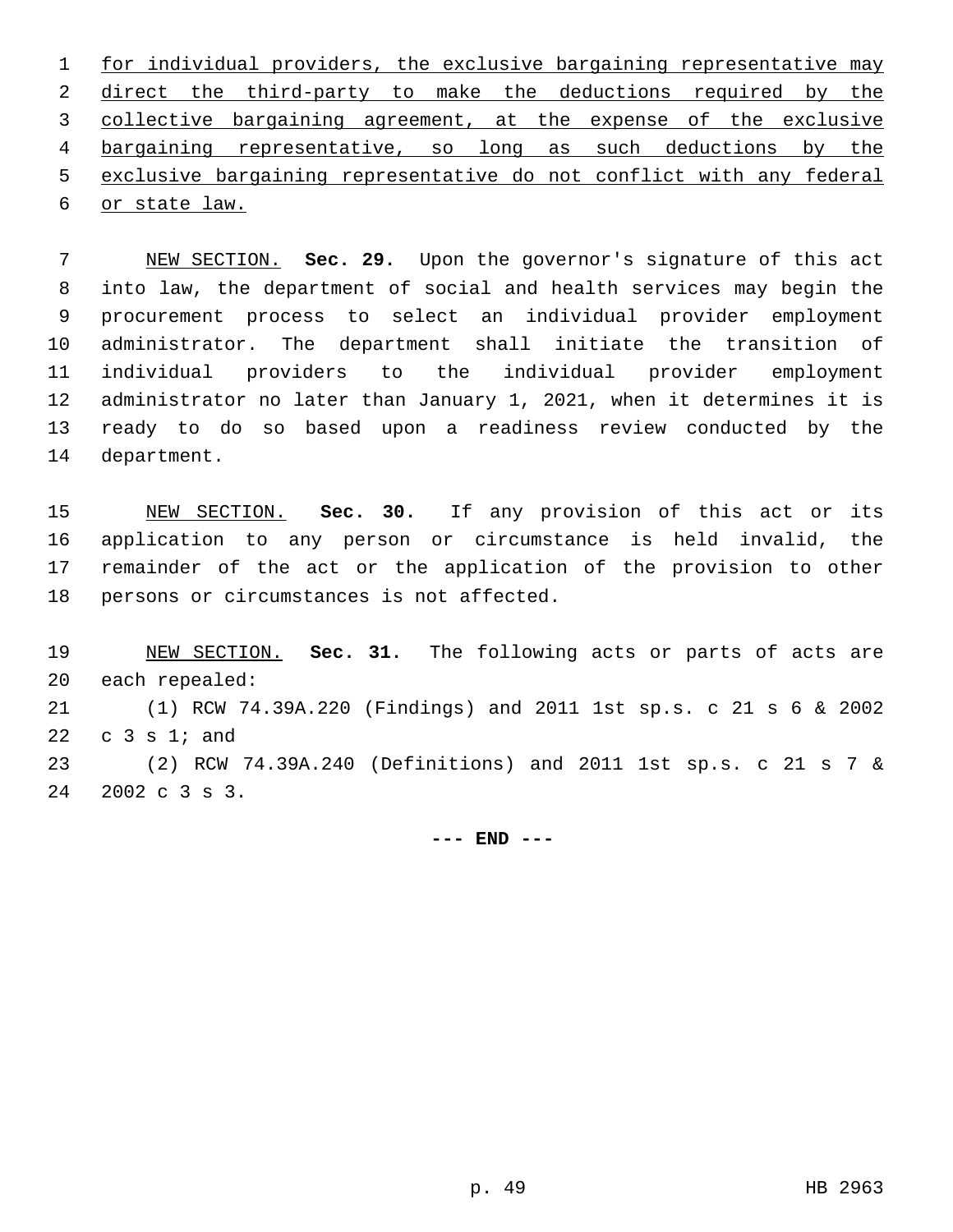for individual providers, the exclusive bargaining representative may direct the third-party to make the deductions required by the collective bargaining agreement, at the expense of the exclusive bargaining representative, so long as such deductions by the exclusive bargaining representative do not conflict with any federal or state law.

NEW SECTION. **Sec. 29.** Upon the governor's signature of this act into law, the department of social and health services may begin the procurement process to select an individual provider employment administrator. The department shall initiate the transition of individual providers to the individual provider employment administrator no later than January 1, 2021, when it determines it is ready to do so based upon a readiness review conducted by the department.

NEW SECTION. **Sec. 30.** If any provision of this act or its application to any person or circumstance is held invalid, the remainder of the act or the application of the provision to other persons or circumstances is not affected.

NEW SECTION. **Sec. 31.** The following acts or parts of acts are each repealed:

(1) RCW 74.39A.220 (Findings) and 2011 1st sp.s. c 21 s 6 & 2002 c 3 s 1; and

(2) RCW 74.39A.240 (Definitions) and 2011 1st sp.s. c 21 s 7 & 2002 c 3 s 3.

**--- END ---**